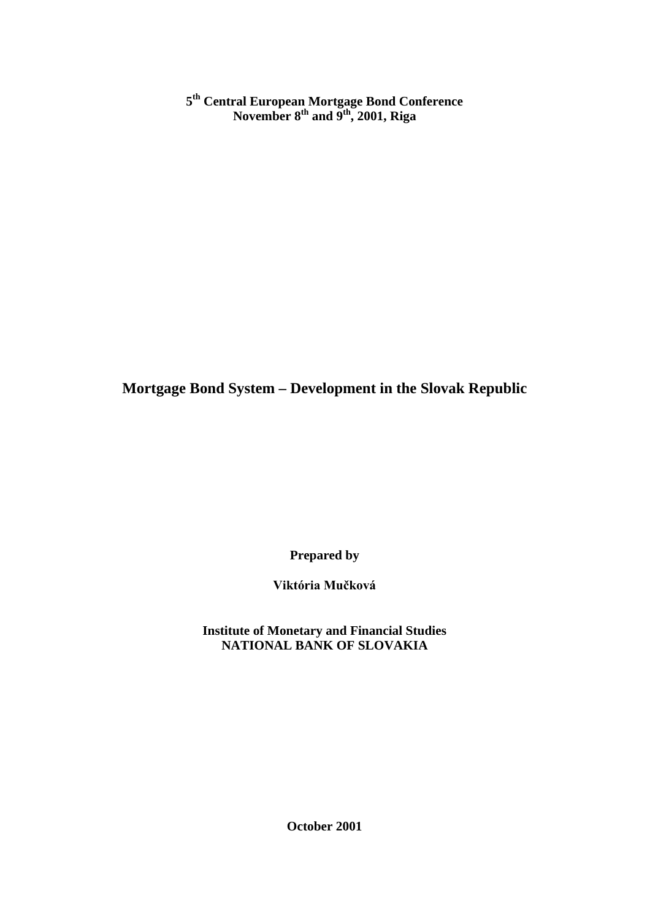**5th Central European Mortgage Bond Conference**
**November 8th and 9th, 2001, Riga**

# Mortgage Bond System – Development in the Slovak Republic

**Prepared by**

**Viktória Mučková**

**Institute of Monetary and Financial Studies**
**NATIONAL BANK OF SLOVAKIA**

**October 2001**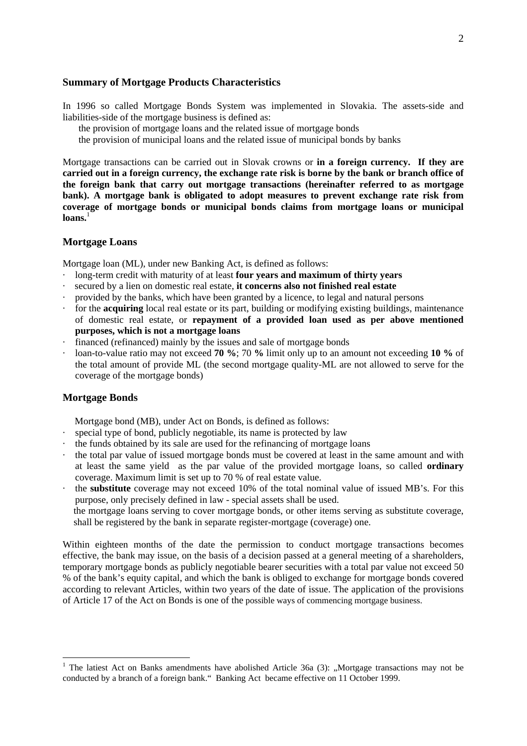## Summary of Mortgage Products Characteristics

In 1996 so called Mortgage Bonds System was implemented in Slovakia. The assets-side and liabilities-side of the mortgage business is defined as:

the provision of mortgage loans and the related issue of mortgage bonds

the provision of municipal loans and the related issue of municipal bonds by banks

Mortgage transactions can be carried out in Slovak crowns or **in a foreign currency. If they are carried out in a foreign currency, the exchange rate risk is borne by the bank or branch office of the foreign bank that carry out mortgage transactions (hereinafter referred to as mortgage bank). A mortgage bank is obligated to adopt measures to prevent exchange rate risk from coverage of mortgage bonds or municipal bonds claims from mortgage loans or municipal loans.**[1]

## Mortgage Loans

Mortgage loan (ML), under new Banking Act, is defined as follows:

- long-term credit with maturity of at least **four years and maximum of thirty years**
- secured by a lien on domestic real estate, **it concerns also not finished real estate**
- provided by the banks, which have been granted by a licence, to legal and natural persons
- for the **acquiring** local real estate or its part, building or modifying existing buildings, maintenance of domestic real estate, or **repayment of a provided loan used as per above mentioned purposes, which is not a mortgage loans**
- financed (refinanced) mainly by the issues and sale of mortgage bonds
- loan-to-value ratio may not exceed **70 %**; 70 **%** limit only up to an amount not exceeding **10 %** of the total amount of provide ML (the second mortgage quality-ML are not allowed to serve for the coverage of the mortgage bonds)

## Mortgage Bonds

Mortgage bond (MB), under Act on Bonds, is defined as follows:

- special type of bond, publicly negotiable, its name is protected by law
- the funds obtained by its sale are used for the refinancing of mortgage loans
- the total par value of issued mortgage bonds must be covered at least in the same amount and with at least the same yield as the par value of the provided mortgage loans, so called **ordinary** coverage. Maximum limit is set up to 70 % of real estate value.
- the **substitute** coverage may not exceed 10% of the total nominal value of issued MB's. For this purpose, only precisely defined in law - special assets shall be used.

  the mortgage loans serving to cover mortgage bonds, or other items serving as substitute coverage, shall be registered by the bank in separate register-mortgage (coverage) one.

Within eighteen months of the date the permission to conduct mortgage transactions becomes effective, the bank may issue, on the basis of a decision passed at a general meeting of a shareholders, temporary mortgage bonds as publicly negotiable bearer securities with a total par value not exceed 50 % of the bank's equity capital, and which the bank is obliged to exchange for mortgage bonds covered according to relevant Articles, within two years of the date of issue. The application of the provisions of Article 17 of the Act on Bonds is one of the possible ways of commencing mortgage business.

---

[1] The latiest Act on Banks amendments have abolished Article 36a (3): „Mortgage transactions may not be conducted by a branch of a foreign bank." Banking Act became effective on 11 October 1999.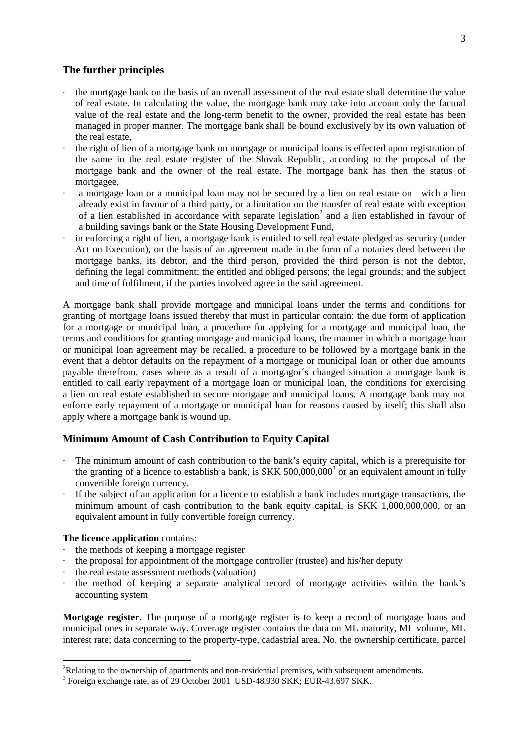## The further principles

- the mortgage bank on the basis of an overall assessment of the real estate shall determine the value of real estate. In calculating the value, the mortgage bank may take into account only the factual value of the real estate and the long-term benefit to the owner, provided the real estate has been managed in proper manner. The mortgage bank shall be bound exclusively by its own valuation of the real estate,
- the right of lien of a mortgage bank on mortgage or municipal loans is effected upon registration of the same in the real estate register of the Slovak Republic, according to the proposal of the mortgage bank and the owner of the real estate. The mortgage bank has then the status of mortgagee,
- a mortgage loan or a municipal loan may not be secured by a lien on real estate on wich a lien already exist in favour of a third party, or a limitation on the transfer of real estate with exception of a lien established in accordance with separate legislation[2] and a lien established in favour of a building savings bank or the State Housing Development Fund,
- in enforcing a right of lien, a mortgage bank is entitled to sell real estate pledged as security (under Act on Execution), on the basis of an agreement made in the form of a notaries deed between the mortgage banks, its debtor, and the third person, provided the third person is not the debtor, defining the legal commitment; the entitled and obliged persons; the legal grounds; and the subject and time of fulfilment, if the parties involved agree in the said agreement.

A mortgage bank shall provide mortgage and municipal loans under the terms and conditions for granting of mortgage loans issued thereby that must in particular contain: the due form of application for a mortgage or municipal loan, a procedure for applying for a mortgage and municipal loan, the terms and conditions for granting mortgage and municipal loans, the manner in which a mortgage loan or municipal loan agreement may be recalled, a procedure to be followed by a mortgage bank in the event that a debtor defaults on the repayment of a mortgage or municipal loan or other due amounts payable therefrom, cases where as a result of a mortgagor´s changed situation a mortgage bank is entitled to call early repayment of a mortgage loan or municipal loan, the conditions for exercising a lien on real estate established to secure mortgage and municipal loans. A mortgage bank may not enforce early repayment of a mortgage or municipal loan for reasons caused by itself; this shall also apply where a mortgage bank is wound up.

## Minimum Amount of Cash Contribution to Equity Capital

- The minimum amount of cash contribution to the bank's equity capital, which is a prerequisite for the granting of a licence to establish a bank, is SKK 500,000,000[3] or an equivalent amount in fully convertible foreign currency.
- If the subject of an application for a licence to establish a bank includes mortgage transactions, the minimum amount of cash contribution to the bank equity capital, is SKK 1,000,000,000, or an equivalent amount in fully convertible foreign currency.

**The licence application** contains:

- the methods of keeping a mortgage register
- the proposal for appointment of the mortgage controller (trustee) and his/her deputy
- the real estate assessment methods (valuation)
- the method of keeping a separate analytical record of mortgage activities within the bank's accounting system

**Mortgage register.** The purpose of a mortgage register is to keep a record of mortgage loans and municipal ones in separate way. Coverage register contains the data on ML maturity, ML volume, ML interest rate; data concerning to the property-type, cadastrial area, No. the ownership certificate, parcel

[2]Relating to the ownership of apartments and non-residential premises, with subsequent amendments.

[3] Foreign exchange rate, as of 29 October 2001 USD-48.930 SKK; EUR-43.697 SKK.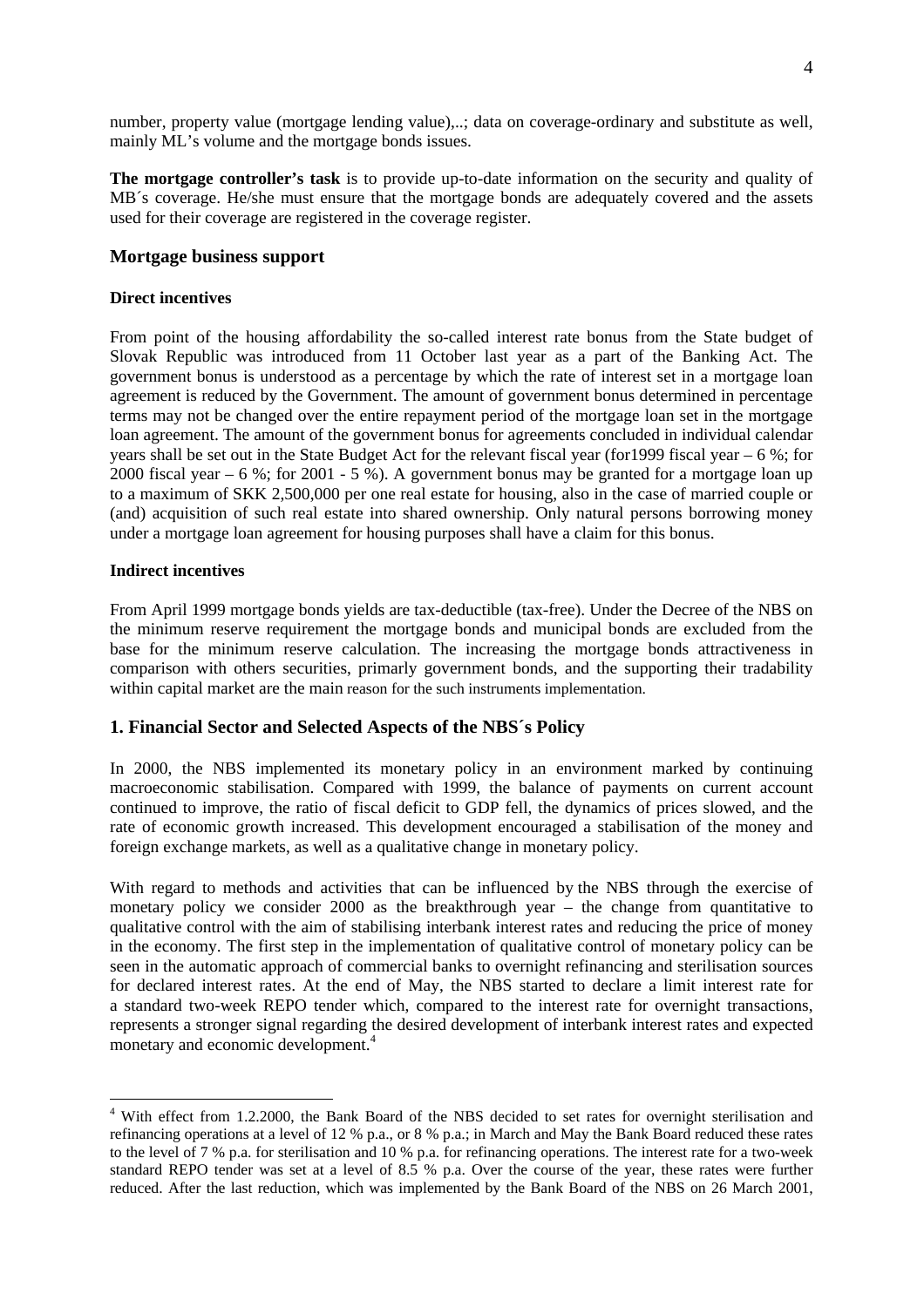number, property value (mortgage lending value),..; data on coverage-ordinary and substitute as well, mainly ML's volume and the mortgage bonds issues.

**The mortgage controller's task** is to provide up-to-date information on the security and quality of MB´s coverage. He/she must ensure that the mortgage bonds are adequately covered and the assets used for their coverage are registered in the coverage register.

### Mortgage business support

#### Direct incentives

From point of the housing affordability the so-called interest rate bonus from the State budget of Slovak Republic was introduced from 11 October last year as a part of the Banking Act. The government bonus is understood as a percentage by which the rate of interest set in a mortgage loan agreement is reduced by the Government. The amount of government bonus determined in percentage terms may not be changed over the entire repayment period of the mortgage loan set in the mortgage loan agreement. The amount of the government bonus for agreements concluded in individual calendar years shall be set out in the State Budget Act for the relevant fiscal year (for1999 fiscal year – 6 %; for 2000 fiscal year – 6 %; for 2001 - 5 %). A government bonus may be granted for a mortgage loan up to a maximum of SKK 2,500,000 per one real estate for housing, also in the case of married couple or (and) acquisition of such real estate into shared ownership. Only natural persons borrowing money under a mortgage loan agreement for housing purposes shall have a claim for this bonus.

#### Indirect incentives

From April 1999 mortgage bonds yields are tax-deductible (tax-free). Under the Decree of the NBS on the minimum reserve requirement the mortgage bonds and municipal bonds are excluded from the base for the minimum reserve calculation. The increasing the mortgage bonds attractiveness in comparison with others securities, primarily government bonds, and the supporting their tradability within capital market are the main reason for the such instruments implementation.

### 1. Financial Sector and Selected Aspects of the NBS´s Policy

In 2000, the NBS implemented its monetary policy in an environment marked by continuing macroeconomic stabilisation. Compared with 1999, the balance of payments on current account continued to improve, the ratio of fiscal deficit to GDP fell, the dynamics of prices slowed, and the rate of economic growth increased. This development encouraged a stabilisation of the money and foreign exchange markets, as well as a qualitative change in monetary policy.

With regard to methods and activities that can be influenced by the NBS through the exercise of monetary policy we consider 2000 as the breakthrough year – the change from quantitative to qualitative control with the aim of stabilising interbank interest rates and reducing the price of money in the economy. The first step in the implementation of qualitative control of monetary policy can be seen in the automatic approach of commercial banks to overnight refinancing and sterilisation sources for declared interest rates. At the end of May, the NBS started to declare a limit interest rate for a standard two-week REPO tender which, compared to the interest rate for overnight transactions, represents a stronger signal regarding the desired development of interbank interest rates and expected monetary and economic development.[4]

---

[4] With effect from 1.2.2000, the Bank Board of the NBS decided to set rates for overnight sterilisation and refinancing operations at a level of 12 % p.a., or 8 % p.a.; in March and May the Bank Board reduced these rates to the level of 7 % p.a. for sterilisation and 10 % p.a. for refinancing operations. The interest rate for a two-week standard REPO tender was set at a level of 8.5 % p.a. Over the course of the year, these rates were further reduced. After the last reduction, which was implemented by the Bank Board of the NBS on 26 March 2001,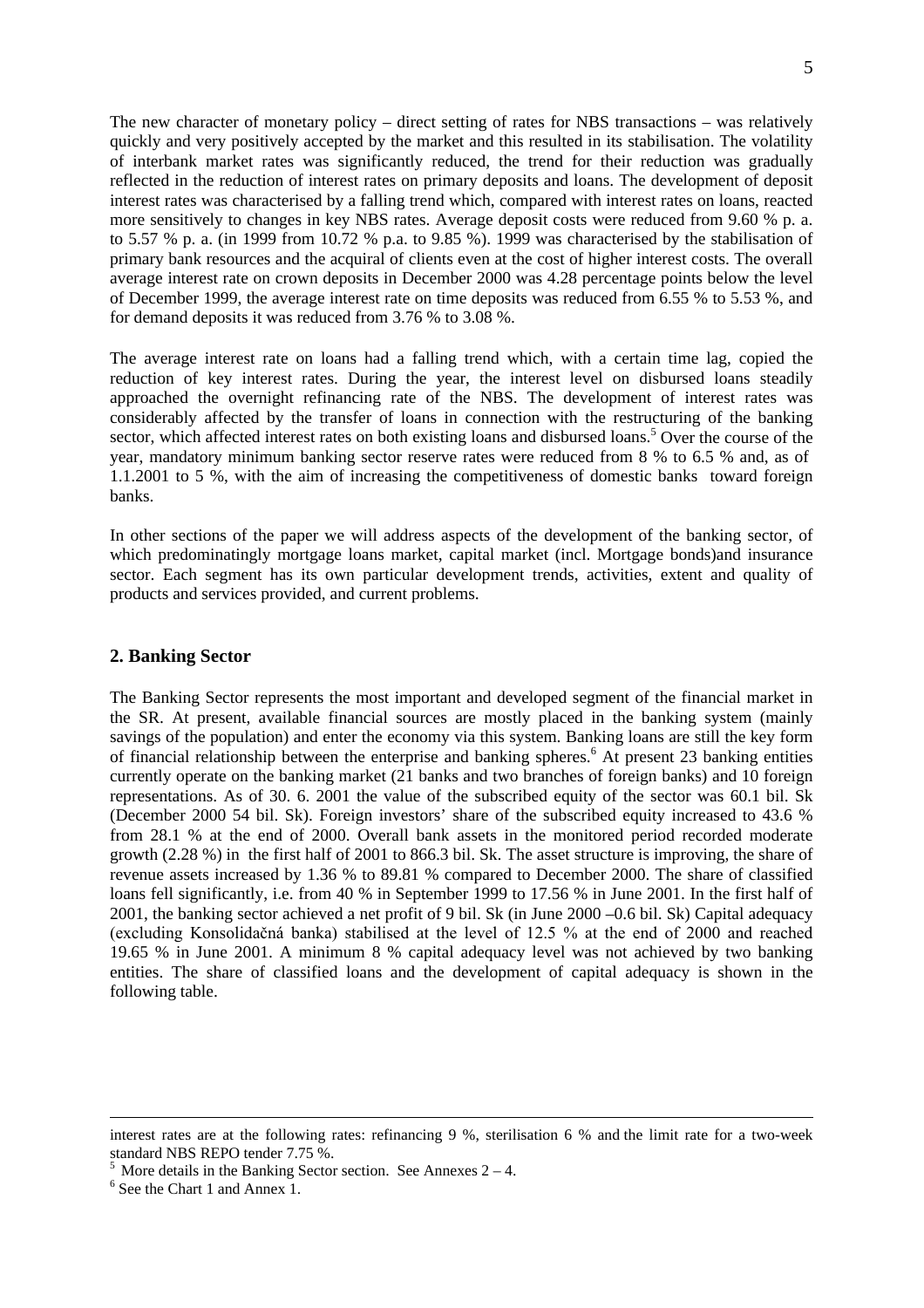The new character of monetary policy – direct setting of rates for NBS transactions – was relatively quickly and very positively accepted by the market and this resulted in its stabilisation. The volatility of interbank market rates was significantly reduced, the trend for their reduction was gradually reflected in the reduction of interest rates on primary deposits and loans. The development of deposit interest rates was characterised by a falling trend which, compared with interest rates on loans, reacted more sensitively to changes in key NBS rates. Average deposit costs were reduced from 9.60 % p. a. to 5.57 % p. a. (in 1999 from 10.72 % p.a. to 9.85 %). 1999 was characterised by the stabilisation of primary bank resources and the acquiral of clients even at the cost of higher interest costs. The overall average interest rate on crown deposits in December 2000 was 4.28 percentage points below the level of December 1999, the average interest rate on time deposits was reduced from 6.55 % to 5.53 %, and for demand deposits it was reduced from 3.76 % to 3.08 %.

The average interest rate on loans had a falling trend which, with a certain time lag, copied the reduction of key interest rates. During the year, the interest level on disbursed loans steadily approached the overnight refinancing rate of the NBS. The development of interest rates was considerably affected by the transfer of loans in connection with the restructuring of the banking sector, which affected interest rates on both existing loans and disbursed loans.[5] Over the course of the year, mandatory minimum banking sector reserve rates were reduced from 8 % to 6.5 % and, as of 1.1.2001 to 5 %, with the aim of increasing the competitiveness of domestic banks toward foreign banks.

In other sections of the paper we will address aspects of the development of the banking sector, of which predominatingly mortgage loans market, capital market (incl. Mortgage bonds)and insurance sector. Each segment has its own particular development trends, activities, extent and quality of products and services provided, and current problems.

## 2. Banking Sector

The Banking Sector represents the most important and developed segment of the financial market in the SR. At present, available financial sources are mostly placed in the banking system (mainly savings of the population) and enter the economy via this system. Banking loans are still the key form of financial relationship between the enterprise and banking spheres.[6] At present 23 banking entities currently operate on the banking market (21 banks and two branches of foreign banks) and 10 foreign representations. As of 30. 6. 2001 the value of the subscribed equity of the sector was 60.1 bil. Sk (December 2000 54 bil. Sk). Foreign investors' share of the subscribed equity increased to 43.6 % from 28.1 % at the end of 2000. Overall bank assets in the monitored period recorded moderate growth (2.28 %) in the first half of 2001 to 866.3 bil. Sk. The asset structure is improving, the share of revenue assets increased by 1.36 % to 89.81 % compared to December 2000. The share of classified loans fell significantly, i.e. from 40 % in September 1999 to 17.56 % in June 2001. In the first half of 2001, the banking sector achieved a net profit of 9 bil. Sk (in June 2000 –0.6 bil. Sk) Capital adequacy (excluding Konsolidačná banka) stabilised at the level of 12.5 % at the end of 2000 and reached 19.65 % in June 2001. A minimum 8 % capital adequacy level was not achieved by two banking entities. The share of classified loans and the development of capital adequacy is shown in the following table.

---

interest rates are at the following rates: refinancing 9 %, sterilisation 6 % and the limit rate for a two-week standard NBS REPO tender 7.75 %.

[5] More details in the Banking Sector section. See Annexes 2 – 4.

[6] See the Chart 1 and Annex 1.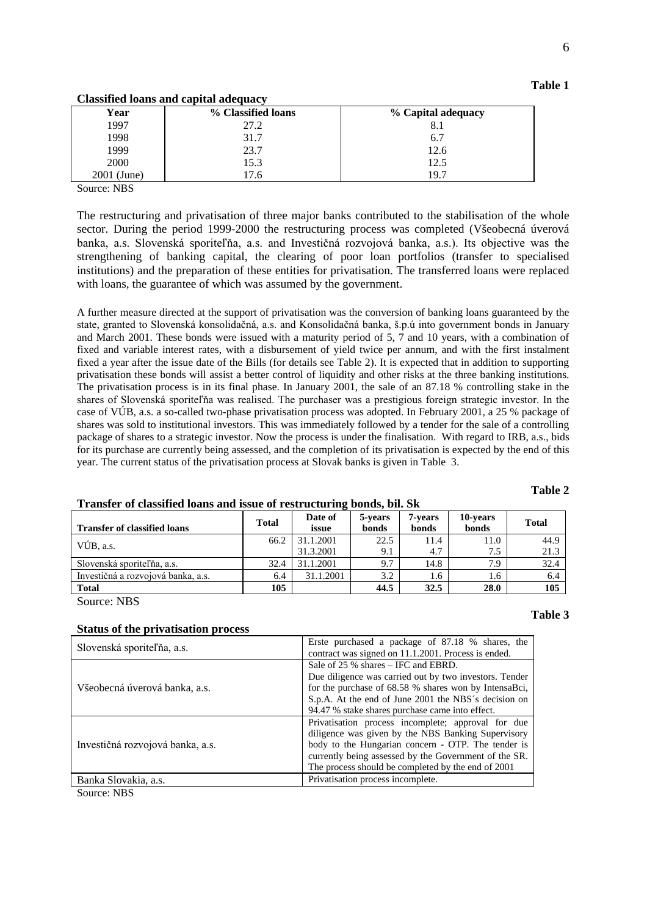**Table 1**

**Classified loans and capital adequacy**

| Year | % Classified loans | % Capital adequacy |
|---|---|---|
| 1997 | 27.2 | 8.1 |
| 1998 | 31.7 | 6.7 |
| 1999 | 23.7 | 12.6 |
| 2000 | 15.3 | 12.5 |
| 2001 (June) | 17.6 | 19.7 |

Source: NBS

The restructuring and privatisation of three major banks contributed to the stabilisation of the whole sector. During the period 1999-2000 the restructuring process was completed (Všeobecná úverová banka, a.s. Slovenská sporiteľňa, a.s. and Investičná rozvojová banka, a.s.). Its objective was the strengthening of banking capital, the clearing of poor loan portfolios (transfer to specialised institutions) and the preparation of these entities for privatisation. The transferred loans were replaced with loans, the guarantee of which was assumed by the government.

A further measure directed at the support of privatisation was the conversion of banking loans guaranteed by the state, granted to Slovenská konsolidačná, a.s. and Konsolidačná banka, š.p.ú into government bonds in January and March 2001. These bonds were issued with a maturity period of 5, 7 and 10 years, with a combination of fixed and variable interest rates, with a disbursement of yield twice per annum, and with the first instalment fixed a year after the issue date of the Bills (for details see Table 2). It is expected that in addition to supporting privatisation these bonds will assist a better control of liquidity and other risks at the three banking institutions. The privatisation process is in its final phase. In January 2001, the sale of an 87.18 % controlling stake in the shares of Slovenská sporiteľňa was realised. The purchaser was a prestigious foreign strategic investor. In the case of VÚB, a.s. a so-called two-phase privatisation process was adopted. In February 2001, a 25 % package of shares was sold to institutional investors. This was immediately followed by a tender for the sale of a controlling package of shares to a strategic investor. Now the process is under the finalisation. With regard to IRB, a.s., bids for its purchase are currently being assessed, and the completion of its privatisation is expected by the end of this year. The current status of the privatisation process at Slovak banks is given in Table 3.

**Table 2**

**Transfer of classified loans and issue of restructuring bonds, bil. Sk**

| Transfer of classified loans | Total | Date of issue | 5-years bonds | 7-years bonds | 10-years bonds | Total |
|---|---|---|---|---|---|---|
| VÚB, a.s. | 66.2 | 31.1.2001 | 22.5 | 11.4 | 11.0 | 44.9 |
| | | 31.3.2001 | 9.1 | 4.7 | 7.5 | 21.3 |
| Slovenská sporiteľňa, a.s. | 32.4 | 31.1.2001 | 9.7 | 14.8 | 7.9 | 32.4 |
| Investičná a rozvojová banka, a.s. | 6.4 | 31.1.2001 | 3.2 | 1.6 | 1.6 | 6.4 |
| **Total** | **105** | | **44.5** | **32.5** | **28.0** | **105** |

Source: NBS

**Table 3**

**Status of the privatisation process**

| | |
|---|---|
| Slovenská sporiteľňa, a.s. | Erste purchased a package of 87.18 % shares, the contract was signed on 11.1.2001. Process is ended. |
| Všeobecná úverová banka, a.s. | Sale of 25 % shares – IFC and EBRD. Due diligence was carried out by two investors. Tender for the purchase of 68.58 % shares won by IntensaBci, S.p.A. At the end of June 2001 the NBS´s decision on 94.47 % stake shares purchase came into effect. |
| Investičná rozvojová banka, a.s. | Privatisation process incomplete; approval for due diligence was given by the NBS Banking Supervisory body to the Hungarian concern - OTP. The tender is currently being assessed by the Government of the SR. The process should be completed by the end of 2001 |
| Banka Slovakia, a.s. | Privatisation process incomplete. |

Source: NBS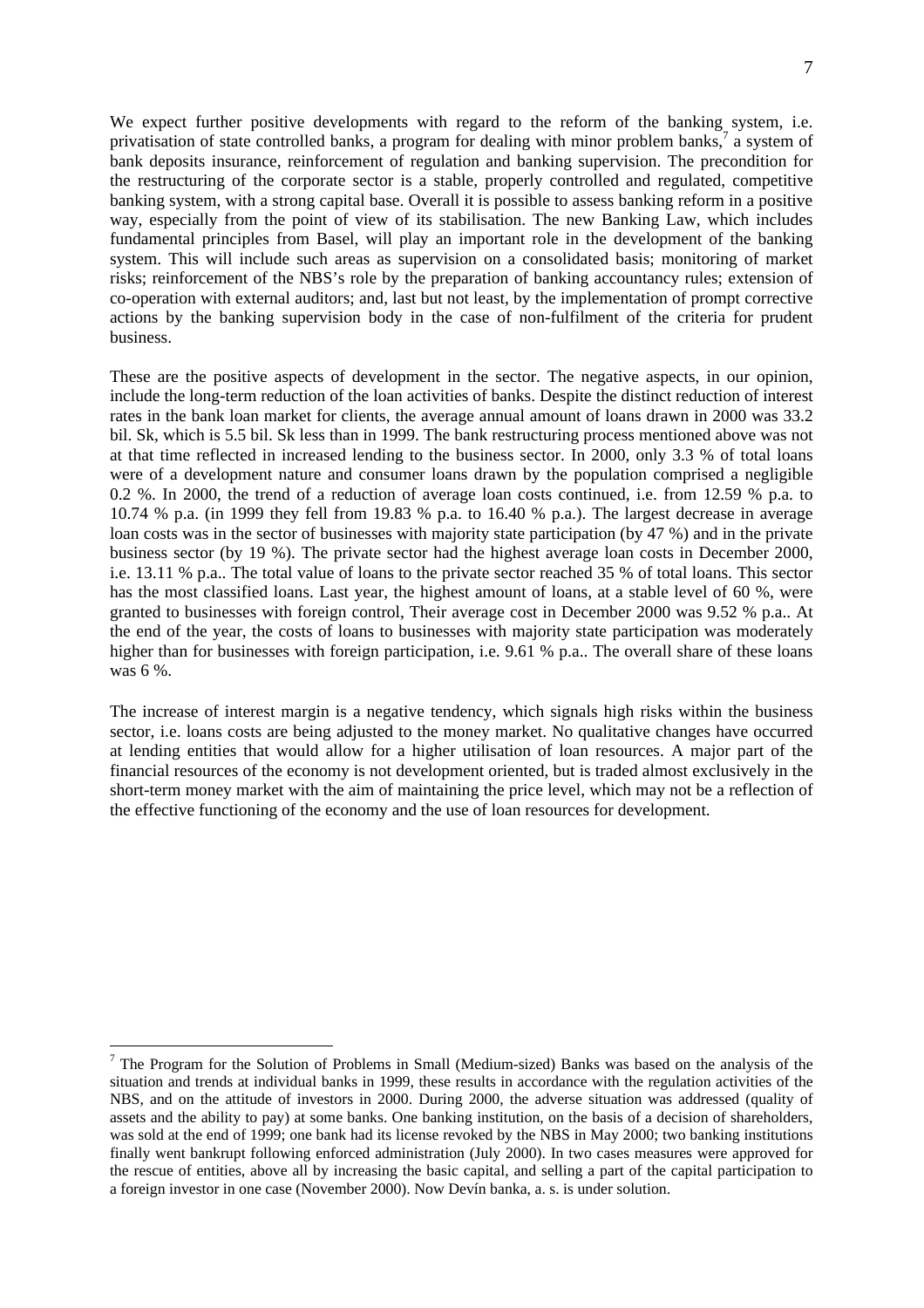We expect further positive developments with regard to the reform of the banking system, i.e. privatisation of state controlled banks, a program for dealing with minor problem banks,[7] a system of bank deposits insurance, reinforcement of regulation and banking supervision. The precondition for the restructuring of the corporate sector is a stable, properly controlled and regulated, competitive banking system, with a strong capital base. Overall it is possible to assess banking reform in a positive way, especially from the point of view of its stabilisation. The new Banking Law, which includes fundamental principles from Basel, will play an important role in the development of the banking system. This will include such areas as supervision on a consolidated basis; monitoring of market risks; reinforcement of the NBS's role by the preparation of banking accountancy rules; extension of co-operation with external auditors; and, last but not least, by the implementation of prompt corrective actions by the banking supervision body in the case of non-fulfilment of the criteria for prudent business.

These are the positive aspects of development in the sector. The negative aspects, in our opinion, include the long-term reduction of the loan activities of banks. Despite the distinct reduction of interest rates in the bank loan market for clients, the average annual amount of loans drawn in 2000 was 33.2 bil. Sk, which is 5.5 bil. Sk less than in 1999. The bank restructuring process mentioned above was not at that time reflected in increased lending to the business sector. In 2000, only 3.3 % of total loans were of a development nature and consumer loans drawn by the population comprised a negligible 0.2 %. In 2000, the trend of a reduction of average loan costs continued, i.e. from 12.59 % p.a. to 10.74 % p.a. (in 1999 they fell from 19.83 % p.a. to 16.40 % p.a.). The largest decrease in average loan costs was in the sector of businesses with majority state participation (by 47 %) and in the private business sector (by 19 %). The private sector had the highest average loan costs in December 2000, i.e. 13.11 % p.a.. The total value of loans to the private sector reached 35 % of total loans. This sector has the most classified loans. Last year, the highest amount of loans, at a stable level of 60 %, were granted to businesses with foreign control, Their average cost in December 2000 was 9.52 % p.a.. At the end of the year, the costs of loans to businesses with majority state participation was moderately higher than for businesses with foreign participation, i.e. 9.61 % p.a.. The overall share of these loans was 6 %.

The increase of interest margin is a negative tendency, which signals high risks within the business sector, i.e. loans costs are being adjusted to the money market. No qualitative changes have occurred at lending entities that would allow for a higher utilisation of loan resources. A major part of the financial resources of the economy is not development oriented, but is traded almost exclusively in the short-term money market with the aim of maintaining the price level, which may not be a reflection of the effective functioning of the economy and the use of loan resources for development.

---

[7] The Program for the Solution of Problems in Small (Medium-sized) Banks was based on the analysis of the situation and trends at individual banks in 1999, these results in accordance with the regulation activities of the NBS, and on the attitude of investors in 2000. During 2000, the adverse situation was addressed (quality of assets and the ability to pay) at some banks. One banking institution, on the basis of a decision of shareholders, was sold at the end of 1999; one bank had its license revoked by the NBS in May 2000; two banking institutions finally went bankrupt following enforced administration (July 2000). In two cases measures were approved for the rescue of entities, above all by increasing the basic capital, and selling a part of the capital participation to a foreign investor in one case (November 2000). Now Devín banka, a. s. is under solution.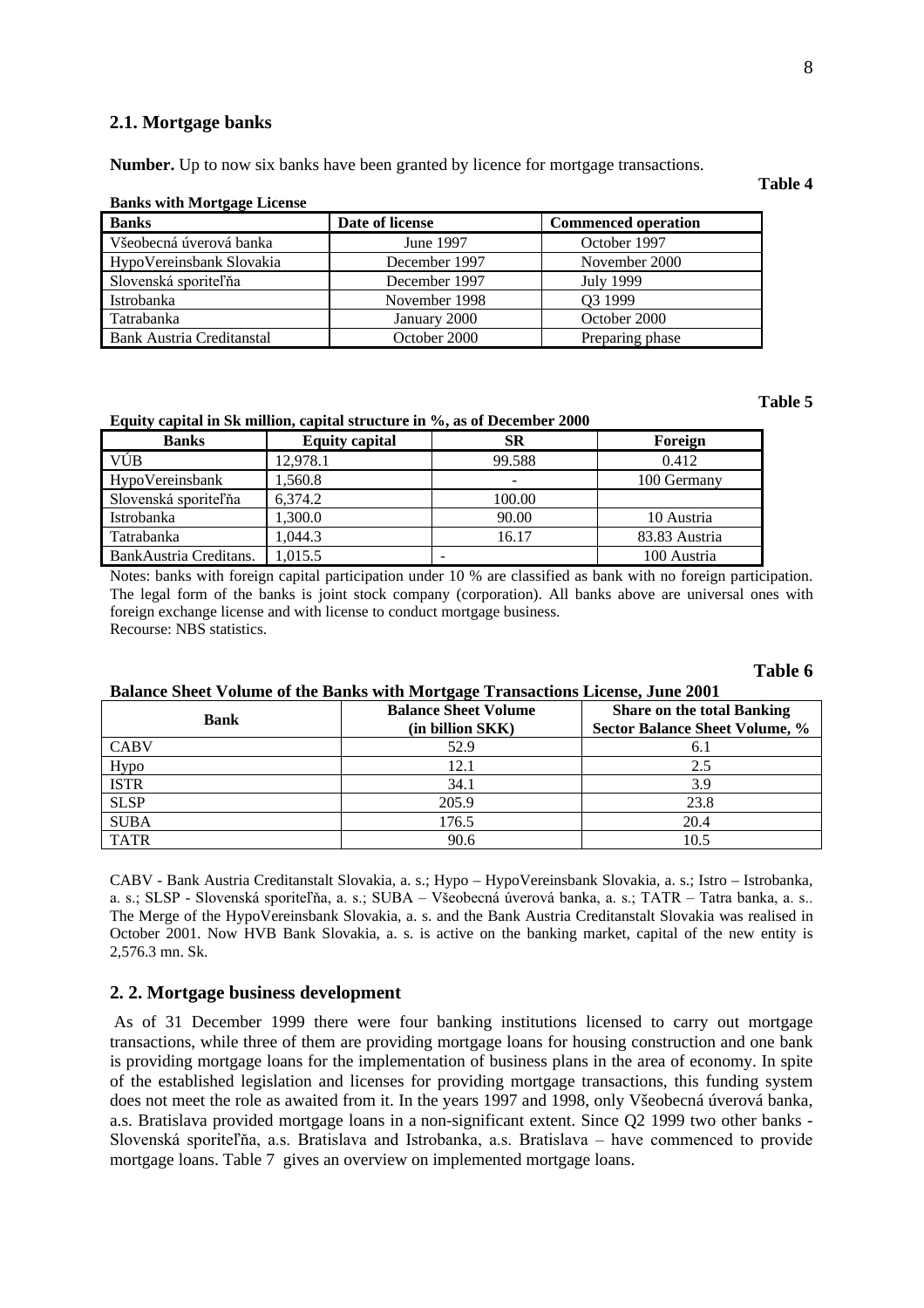## 2.1. Mortgage banks

**Number.** Up to now six banks have been granted by licence for mortgage transactions.

**Table 4**

**Banks with Mortgage License**

| Banks | Date of license | Commenced operation |
|---|---|---|
| Všeobecná úverová banka | June 1997 | October 1997 |
| HypoVereinsbank Slovakia | December 1997 | November 2000 |
| Slovenská sporiteľňa | December 1997 | July 1999 |
| Istrobanka | November 1998 | Q3 1999 |
| Tatrabanka | January 2000 | October 2000 |
| Bank Austria Creditanstal | October 2000 | Preparing phase |

**Table 5**

**Equity capital in Sk million, capital structure in %, as of December 2000**

| Banks | Equity capital | SR | Foreign |
|---|---|---|---|
| VÚB | 12,978.1 | 99.588 | 0.412 |
| HypoVereinsbank | 1,560.8 | - | 100 Germany |
| Slovenská sporiteľňa | 6,374.2 | 100.00 | |
| Istrobanka | 1,300.0 | 90.00 | 10 Austria |
| Tatrabanka | 1,044.3 | 16.17 | 83.83 Austria |
| BankAustria Creditans. | 1,015.5 | - | 100 Austria |

Notes: banks with foreign capital participation under 10 % are classified as bank with no foreign participation. The legal form of the banks is joint stock company (corporation). All banks above are universal ones with foreign exchange license and with license to conduct mortgage business.
Recourse: NBS statistics.

**Table 6**

**Balance Sheet Volume of the Banks with Mortgage Transactions License, June 2001**

| Bank | Balance Sheet Volume (in billion SKK) | Share on the total Banking Sector Balance Sheet Volume, % |
|---|---|---|
| CABV | 52.9 | 6.1 |
| Hypo | 12.1 | 2.5 |
| ISTR | 34.1 | 3.9 |
| SLSP | 205.9 | 23.8 |
| SUBA | 176.5 | 20.4 |
| TATR | 90.6 | 10.5 |

CABV - Bank Austria Creditanstalt Slovakia, a. s.; Hypo – HypoVereinsbank Slovakia, a. s.; Istro – Istrobanka, a. s.; SLSP - Slovenská sporiteľňa, a. s.; SUBA – Všeobecná úverová banka, a. s.; TATR – Tatra banka, a. s.. The Merge of the HypoVereinsbank Slovakia, a. s. and the Bank Austria Creditanstalt Slovakia was realised in October 2001. Now HVB Bank Slovakia, a. s. is active on the banking market, capital of the new entity is 2,576.3 mn. Sk.

## 2. 2. Mortgage business development

As of 31 December 1999 there were four banking institutions licensed to carry out mortgage transactions, while three of them are providing mortgage loans for housing construction and one bank is providing mortgage loans for the implementation of business plans in the area of economy. In spite of the established legislation and licenses for providing mortgage transactions, this funding system does not meet the role as awaited from it. In the years 1997 and 1998, only Všeobecná úverová banka, a.s. Bratislava provided mortgage loans in a non-significant extent. Since Q2 1999 two other banks - Slovenská sporiteľňa, a.s. Bratislava and Istrobanka, a.s. Bratislava – have commenced to provide mortgage loans. Table 7 gives an overview on implemented mortgage loans.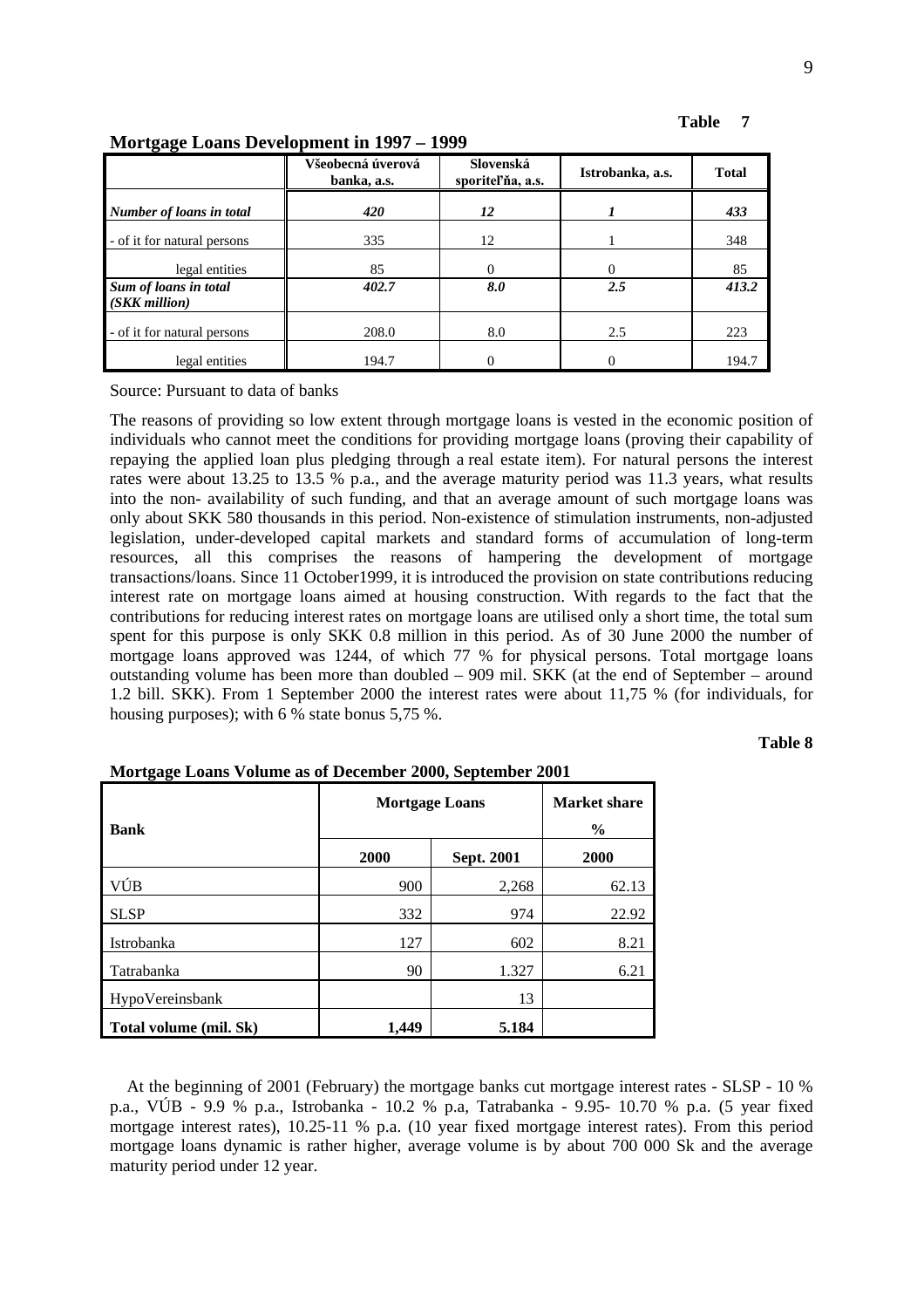**Table 7**

**Mortgage Loans Development in 1997 – 1999**

| | Všeobecná úverová banka, a.s. | Slovenská sporiteľňa, a.s. | Istrobanka, a.s. | Total |
|---|---|---|---|---|
| ***Number of loans in total*** | ***420*** | ***12*** | ***1*** | ***433*** |
| - of it for natural persons | 335 | 12 | 1 | 348 |
| legal entities | 85 | 0 | 0 | 85 |
| ***Sum of loans in total (SKK million)*** | ***402.7*** | ***8.0*** | ***2.5*** | ***413.2*** |
| - of it for natural persons | 208.0 | 8.0 | 2.5 | 223 |
| legal entities | 194.7 | 0 | 0 | 194.7 |

Source: Pursuant to data of banks

The reasons of providing so low extent through mortgage loans is vested in the economic position of individuals who cannot meet the conditions for providing mortgage loans (proving their capability of repaying the applied loan plus pledging through a real estate item). For natural persons the interest rates were about 13.25 to 13.5 % p.a., and the average maturity period was 11.3 years, what results into the non- availability of such funding, and that an average amount of such mortgage loans was only about SKK 580 thousands in this period. Non-existence of stimulation instruments, non-adjusted legislation, under-developed capital markets and standard forms of accumulation of long-term resources, all this comprises the reasons of hampering the development of mortgage transactions/loans. Since 11 October1999, it is introduced the provision on state contributions reducing interest rate on mortgage loans aimed at housing construction. With regards to the fact that the contributions for reducing interest rates on mortgage loans are utilised only a short time, the total sum spent for this purpose is only SKK 0.8 million in this period. As of 30 June 2000 the number of mortgage loans approved was 1244, of which 77 % for physical persons. Total mortgage loans outstanding volume has been more than doubled – 909 mil. SKK (at the end of September – around 1.2 bill. SKK). From 1 September 2000 the interest rates were about 11,75 % (for individuals, for housing purposes); with 6 % state bonus 5,75 %.

**Table 8**

**Mortgage Loans Volume as of December 2000, September 2001**

| Bank | Mortgage Loans | | Market share % |
|---|---|---|---|
| | **2000** | **Sept. 2001** | **2000** |
| VÚB | 900 | 2,268 | 62.13 |
| SLSP | 332 | 974 | 22.92 |
| Istrobanka | 127 | 602 | 8.21 |
| Tatrabanka | 90 | 1.327 | 6.21 |
| HypoVereinsbank | | 13 | |
| **Total volume (mil. Sk)** | **1,449** | **5.184** | |

At the beginning of 2001 (February) the mortgage banks cut mortgage interest rates - SLSP - 10 % p.a., VÚB - 9.9 % p.a., Istrobanka - 10.2 % p.a, Tatrabanka - 9.95- 10.70 % p.a. (5 year fixed mortgage interest rates), 10.25-11 % p.a. (10 year fixed mortgage interest rates). From this period mortgage loans dynamic is rather higher, average volume is by about 700 000 Sk and the average maturity period under 12 year.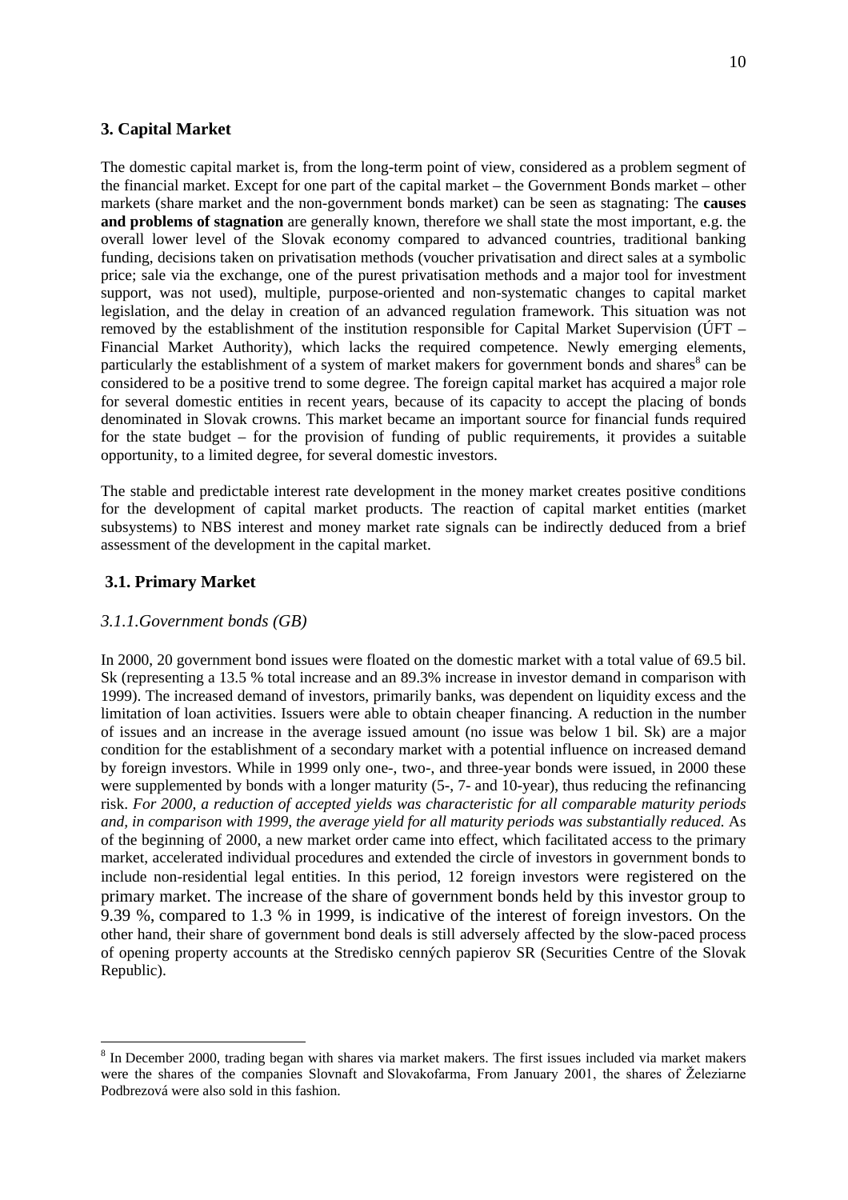## 3. Capital Market

The domestic capital market is, from the long-term point of view, considered as a problem segment of the financial market. Except for one part of the capital market – the Government Bonds market – other markets (share market and the non-government bonds market) can be seen as stagnating: The **causes and problems of stagnation** are generally known, therefore we shall state the most important, e.g. the overall lower level of the Slovak economy compared to advanced countries, traditional banking funding, decisions taken on privatisation methods (voucher privatisation and direct sales at a symbolic price; sale via the exchange, one of the purest privatisation methods and a major tool for investment support, was not used), multiple, purpose-oriented and non-systematic changes to capital market legislation, and the delay in creation of an advanced regulation framework. This situation was not removed by the establishment of the institution responsible for Capital Market Supervision (ÚFT – Financial Market Authority), which lacks the required competence. Newly emerging elements, particularly the establishment of a system of market makers for government bonds and shares[8] can be considered to be a positive trend to some degree. The foreign capital market has acquired a major role for several domestic entities in recent years, because of its capacity to accept the placing of bonds denominated in Slovak crowns. This market became an important source for financial funds required for the state budget – for the provision of funding of public requirements, it provides a suitable opportunity, to a limited degree, for several domestic investors.

The stable and predictable interest rate development in the money market creates positive conditions for the development of capital market products. The reaction of capital market entities (market subsystems) to NBS interest and money market rate signals can be indirectly deduced from a brief assessment of the development in the capital market.

### 3.1. Primary Market

#### *3.1.1.Government bonds (GB)*

In 2000, 20 government bond issues were floated on the domestic market with a total value of 69.5 bil. Sk (representing a 13.5 % total increase and an 89.3% increase in investor demand in comparison with 1999). The increased demand of investors, primarily banks, was dependent on liquidity excess and the limitation of loan activities. Issuers were able to obtain cheaper financing. A reduction in the number of issues and an increase in the average issued amount (no issue was below 1 bil. Sk) are a major condition for the establishment of a secondary market with a potential influence on increased demand by foreign investors. While in 1999 only one-, two-, and three-year bonds were issued, in 2000 these were supplemented by bonds with a longer maturity (5-, 7- and 10-year), thus reducing the refinancing risk. *For 2000, a reduction of accepted yields was characteristic for all comparable maturity periods and, in comparison with 1999, the average yield for all maturity periods was substantially reduced.* As of the beginning of 2000, a new market order came into effect, which facilitated access to the primary market, accelerated individual procedures and extended the circle of investors in government bonds to include non-residential legal entities. In this period, 12 foreign investors were registered on the primary market. The increase of the share of government bonds held by this investor group to 9.39 %, compared to 1.3 % in 1999, is indicative of the interest of foreign investors. On the other hand, their share of government bond deals is still adversely affected by the slow-paced process of opening property accounts at the Stredisko cenných papierov SR (Securities Centre of the Slovak Republic).

---

[8] In December 2000, trading began with shares via market makers. The first issues included via market makers were the shares of the companies Slovnaft and Slovakofarma, From January 2001, the shares of Železiarne Podbrezová were also sold in this fashion.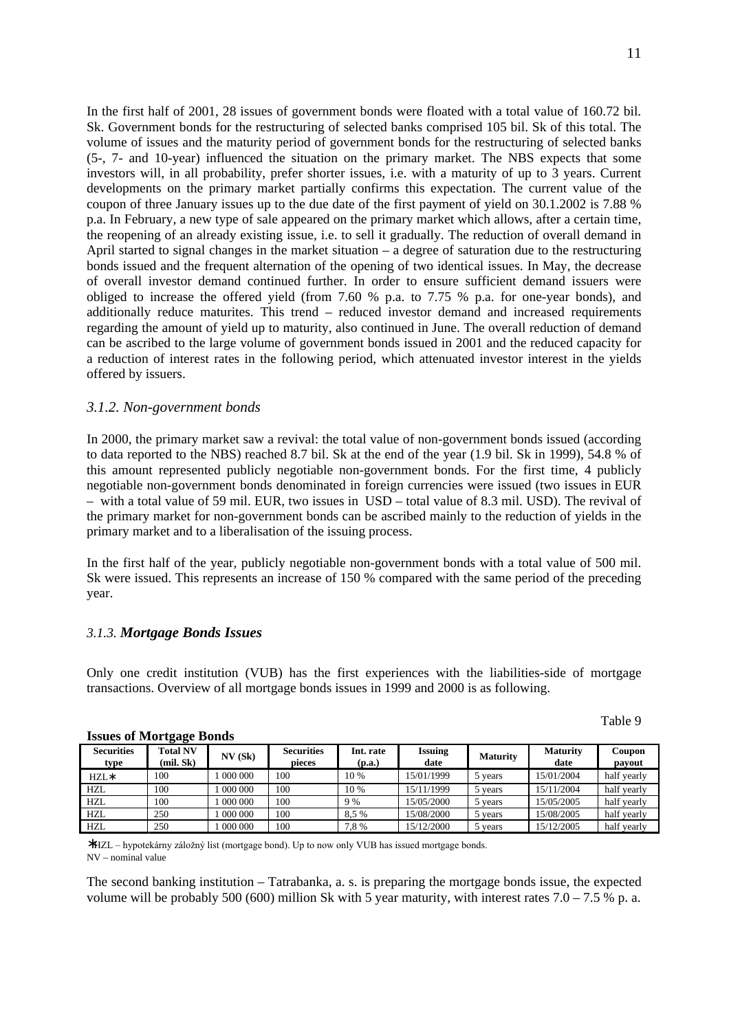In the first half of 2001, 28 issues of government bonds were floated with a total value of 160.72 bil. Sk. Government bonds for the restructuring of selected banks comprised 105 bil. Sk of this total. The volume of issues and the maturity period of government bonds for the restructuring of selected banks (5-, 7- and 10-year) influenced the situation on the primary market. The NBS expects that some investors will, in all probability, prefer shorter issues, i.e. with a maturity of up to 3 years. Current developments on the primary market partially confirms this expectation. The current value of the coupon of three January issues up to the due date of the first payment of yield on 30.1.2002 is 7.88 % p.a. In February, a new type of sale appeared on the primary market which allows, after a certain time, the reopening of an already existing issue, i.e. to sell it gradually. The reduction of overall demand in April started to signal changes in the market situation – a degree of saturation due to the restructuring bonds issued and the frequent alternation of the opening of two identical issues. In May, the decrease of overall investor demand continued further. In order to ensure sufficient demand issuers were obliged to increase the offered yield (from 7.60 % p.a. to 7.75 % p.a. for one-year bonds), and additionally reduce maturites. This trend – reduced investor demand and increased requirements regarding the amount of yield up to maturity, also continued in June. The overall reduction of demand can be ascribed to the large volume of government bonds issued in 2001 and the reduced capacity for a reduction of interest rates in the following period, which attenuated investor interest in the yields offered by issuers.

### *3.1.2. Non-government bonds*

In 2000, the primary market saw a revival: the total value of non-government bonds issued (according to data reported to the NBS) reached 8.7 bil. Sk at the end of the year (1.9 bil. Sk in 1999), 54.8 % of this amount represented publicly negotiable non-government bonds. For the first time, 4 publicly negotiable non-government bonds denominated in foreign currencies were issued (two issues in EUR – with a total value of 59 mil. EUR, two issues in USD – total value of 8.3 mil. USD). The revival of the primary market for non-government bonds can be ascribed mainly to the reduction of yields in the primary market and to a liberalisation of the issuing process.

In the first half of the year, publicly negotiable non-government bonds with a total value of 500 mil. Sk were issued. This represents an increase of 150 % compared with the same period of the preceding year.

### *3.1.3. **Mortgage Bonds Issues***

Only one credit institution (VUB) has the first experiences with the liabilities-side of mortgage transactions. Overview of all mortgage bonds issues in 1999 and 2000 is as following.

Table 9

**Issues of Mortgage Bonds**

| Securities type | Total NV (mil. Sk) | NV (Sk) | Securities pieces | Int. rate (p.a.) | Issuing date | Maturity | Maturity date | Coupon payout |
|---|---|---|---|---|---|---|---|---|
| HZL∗ | 100 | 1 000 000 | 100 | 10 % | 15/01/1999 | 5 years | 15/01/2004 | half yearly |
| HZL | 100 | 1 000 000 | 100 | 10 % | 15/11/1999 | 5 years | 15/11/2004 | half yearly |
| HZL | 100 | 1 000 000 | 100 | 9 % | 15/05/2000 | 5 years | 15/05/2005 | half yearly |
| HZL | 250 | 1 000 000 | 100 | 8,5 % | 15/08/2000 | 5 years | 15/08/2005 | half yearly |
| HZL | 250 | 1 000 000 | 100 | 7,8 % | 15/12/2000 | 5 years | 15/12/2005 | half yearly |

∗HZL – hypotekárny záložný list (mortgage bond). Up to now only VUB has issued mortgage bonds.
NV – nominal value

The second banking institution – Tatrabanka, a. s. is preparing the mortgage bonds issue, the expected volume will be probably 500 (600) million Sk with 5 year maturity, with interest rates 7.0 – 7.5 % p. a.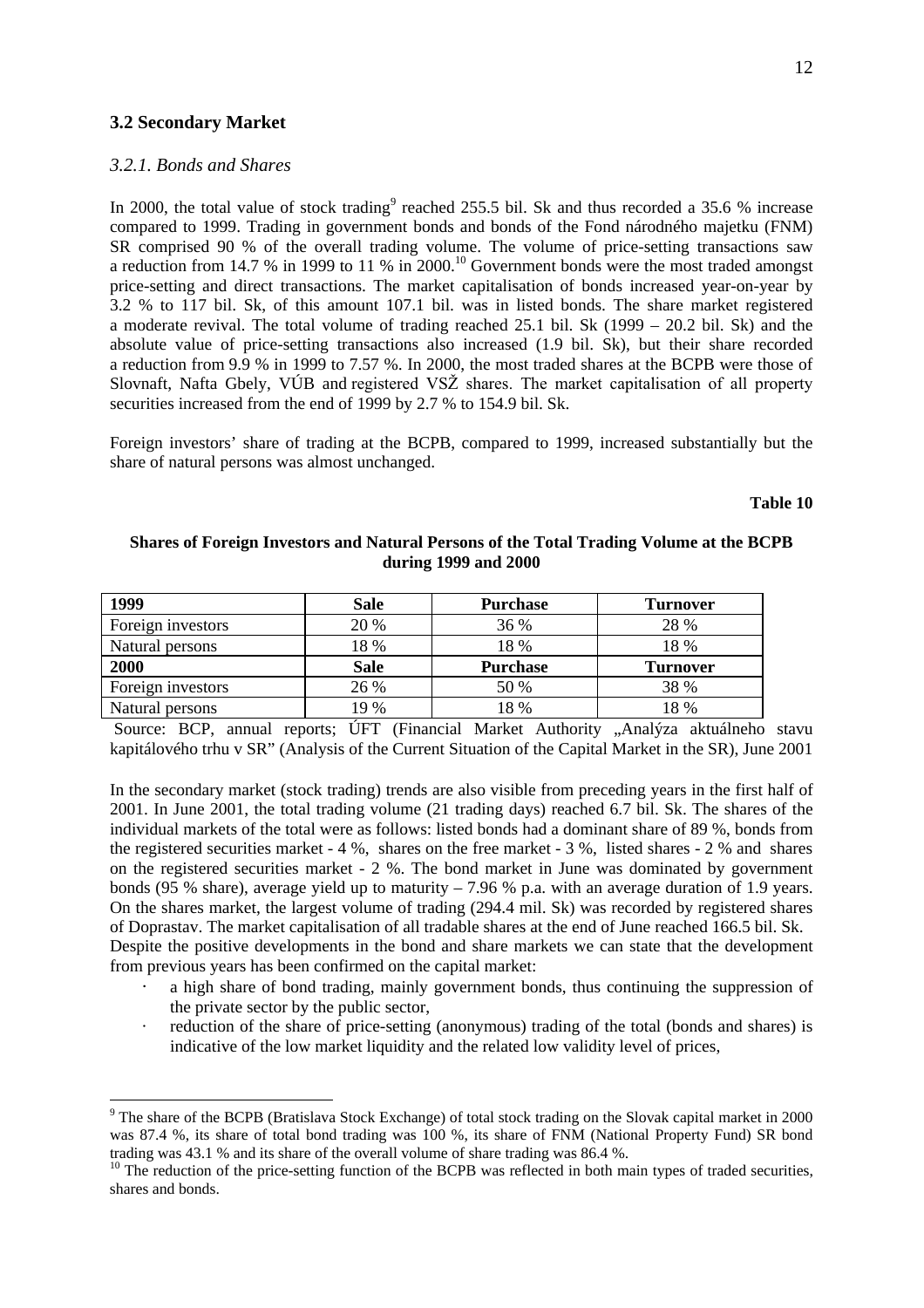## 3.2 Secondary Market

### *3.2.1. Bonds and Shares*

In 2000, the total value of stock trading[9] reached 255.5 bil. Sk and thus recorded a 35.6 % increase compared to 1999. Trading in government bonds and bonds of the Fond národného majetku (FNM) SR comprised 90 % of the overall trading volume. The volume of price-setting transactions saw a reduction from 14.7 % in 1999 to 11 % in 2000.[10] Government bonds were the most traded amongst price-setting and direct transactions. The market capitalisation of bonds increased year-on-year by 3.2 % to 117 bil. Sk, of this amount 107.1 bil. was in listed bonds. The share market registered a moderate revival. The total volume of trading reached 25.1 bil. Sk (1999 – 20.2 bil. Sk) and the absolute value of price-setting transactions also increased (1.9 bil. Sk), but their share recorded a reduction from 9.9 % in 1999 to 7.57 %. In 2000, the most traded shares at the BCPB were those of Slovnaft, Nafta Gbely, VÚB and registered VSŽ shares. The market capitalisation of all property securities increased from the end of 1999 by 2.7 % to 154.9 bil. Sk.

Foreign investors' share of trading at the BCPB, compared to 1999, increased substantially but the share of natural persons was almost unchanged.

**Table 10**

**Shares of Foreign Investors and Natural Persons of the Total Trading Volume at the BCPB during 1999 and 2000**

| **1999** | **Sale** | **Purchase** | **Turnover** |
|---|---|---|---|
| Foreign investors | 20 % | 36 % | 28 % |
| Natural persons | 18 % | 18 % | 18 % |
| **2000** | **Sale** | **Purchase** | **Turnover** |
| Foreign investors | 26 % | 50 % | 38 % |
| Natural persons | 19 % | 18 % | 18 % |

Source: BCP, annual reports; ÚFT (Financial Market Authority „Analýza aktuálneho stavu kapitálového trhu v SR" (Analysis of the Current Situation of the Capital Market in the SR), June 2001

In the secondary market (stock trading) trends are also visible from preceding years in the first half of 2001. In June 2001, the total trading volume (21 trading days) reached 6.7 bil. Sk. The shares of the individual markets of the total were as follows: listed bonds had a dominant share of 89 %, bonds from the registered securities market - 4 %, shares on the free market - 3 %, listed shares - 2 % and shares on the registered securities market - 2 %. The bond market in June was dominated by government bonds (95 % share), average yield up to maturity – 7.96 % p.a. with an average duration of 1.9 years. On the shares market, the largest volume of trading (294.4 mil. Sk) was recorded by registered shares of Doprastav. The market capitalisation of all tradable shares at the end of June reached 166.5 bil. Sk.
Despite the positive developments in the bond and share markets we can state that the development from previous years has been confirmed on the capital market:

- a high share of bond trading, mainly government bonds, thus continuing the suppression of the private sector by the public sector,
- reduction of the share of price-setting (anonymous) trading of the total (bonds and shares) is indicative of the low market liquidity and the related low validity level of prices,

---

[9] The share of the BCPB (Bratislava Stock Exchange) of total stock trading on the Slovak capital market in 2000 was 87.4 %, its share of total bond trading was 100 %, its share of FNM (National Property Fund) SR bond trading was 43.1 % and its share of the overall volume of share trading was 86.4 %.

[10] The reduction of the price-setting function of the BCPB was reflected in both main types of traded securities, shares and bonds.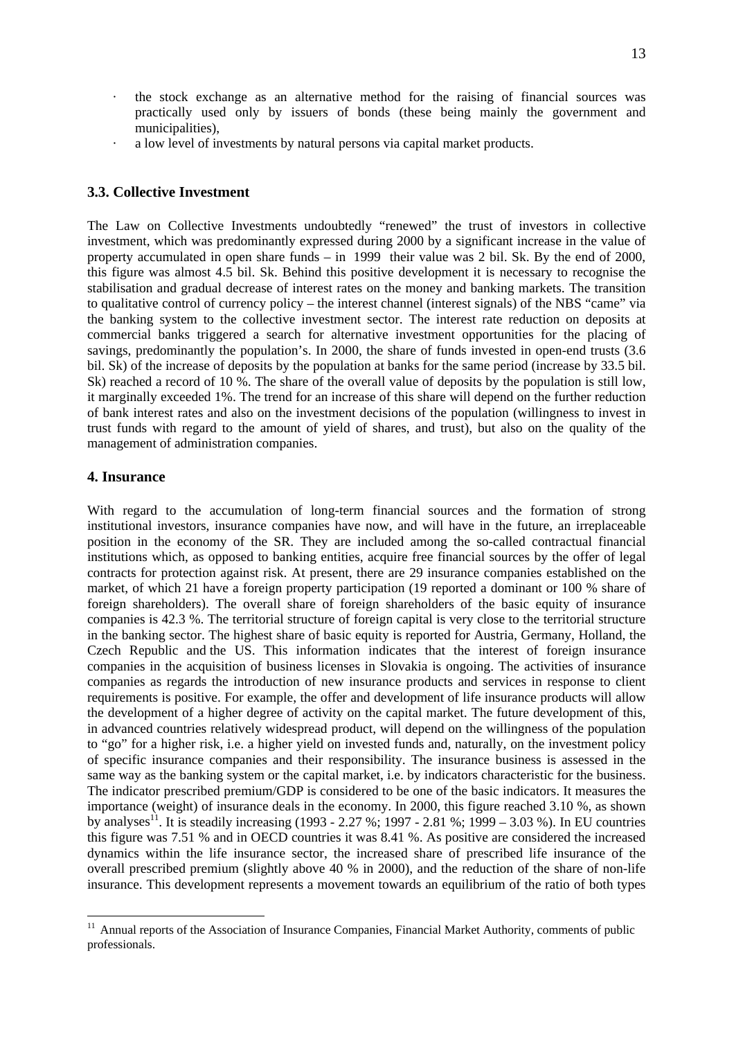- the stock exchange as an alternative method for the raising of financial sources was practically used only by issuers of bonds (these being mainly the government and municipalities),
- a low level of investments by natural persons via capital market products.

### 3.3. Collective Investment

The Law on Collective Investments undoubtedly "renewed" the trust of investors in collective investment, which was predominantly expressed during 2000 by a significant increase in the value of property accumulated in open share funds – in 1999 their value was 2 bil. Sk. By the end of 2000, this figure was almost 4.5 bil. Sk. Behind this positive development it is necessary to recognise the stabilisation and gradual decrease of interest rates on the money and banking markets. The transition to qualitative control of currency policy – the interest channel (interest signals) of the NBS "came" via the banking system to the collective investment sector. The interest rate reduction on deposits at commercial banks triggered a search for alternative investment opportunities for the placing of savings, predominantly the population's. In 2000, the share of funds invested in open-end trusts (3.6 bil. Sk) of the increase of deposits by the population at banks for the same period (increase by 33.5 bil. Sk) reached a record of 10 %. The share of the overall value of deposits by the population is still low, it marginally exceeded 1%. The trend for an increase of this share will depend on the further reduction of bank interest rates and also on the investment decisions of the population (willingness to invest in trust funds with regard to the amount of yield of shares, and trust), but also on the quality of the management of administration companies.

## 4. Insurance

With regard to the accumulation of long-term financial sources and the formation of strong institutional investors, insurance companies have now, and will have in the future, an irreplaceable position in the economy of the SR. They are included among the so-called contractual financial institutions which, as opposed to banking entities, acquire free financial sources by the offer of legal contracts for protection against risk. At present, there are 29 insurance companies established on the market, of which 21 have a foreign property participation (19 reported a dominant or 100 % share of foreign shareholders). The overall share of foreign shareholders of the basic equity of insurance companies is 42.3 %. The territorial structure of foreign capital is very close to the territorial structure in the banking sector. The highest share of basic equity is reported for Austria, Germany, Holland, the Czech Republic and the US. This information indicates that the interest of foreign insurance companies in the acquisition of business licenses in Slovakia is ongoing. The activities of insurance companies as regards the introduction of new insurance products and services in response to client requirements is positive. For example, the offer and development of life insurance products will allow the development of a higher degree of activity on the capital market. The future development of this, in advanced countries relatively widespread product, will depend on the willingness of the population to "go" for a higher risk, i.e. a higher yield on invested funds and, naturally, on the investment policy of specific insurance companies and their responsibility. The insurance business is assessed in the same way as the banking system or the capital market, i.e. by indicators characteristic for the business. The indicator prescribed premium/GDP is considered to be one of the basic indicators. It measures the importance (weight) of insurance deals in the economy. In 2000, this figure reached 3.10 %, as shown by analyses[11]. It is steadily increasing (1993 - 2.27 %; 1997 - 2.81 %; 1999 – 3.03 %). In EU countries this figure was 7.51 % and in OECD countries it was 8.41 %. As positive are considered the increased dynamics within the life insurance sector, the increased share of prescribed life insurance of the overall prescribed premium (slightly above 40 % in 2000), and the reduction of the share of non-life insurance. This development represents a movement towards an equilibrium of the ratio of both types

[11] Annual reports of the Association of Insurance Companies, Financial Market Authority, comments of public professionals.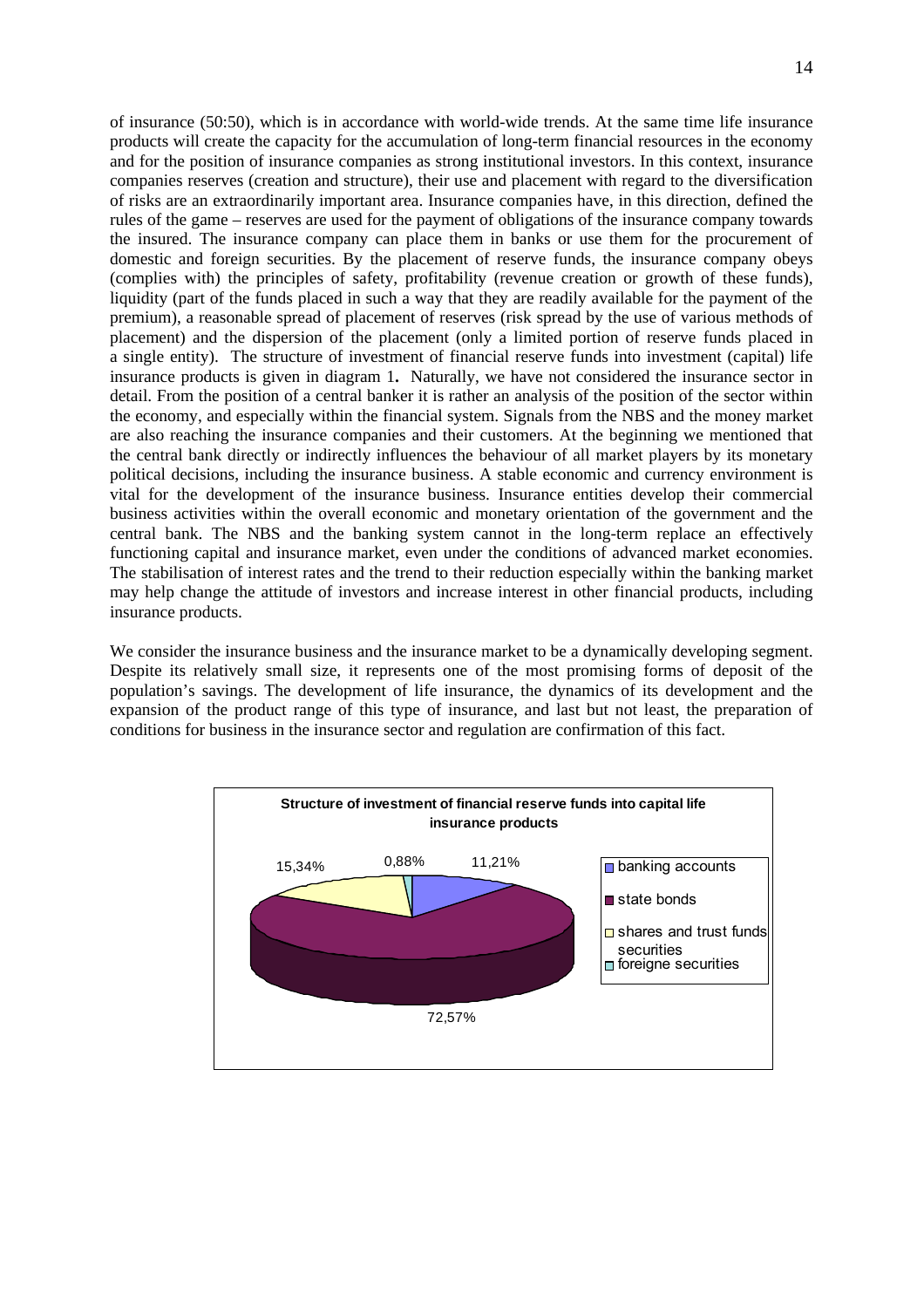of insurance (50:50), which is in accordance with world-wide trends. At the same time life insurance products will create the capacity for the accumulation of long-term financial resources in the economy and for the position of insurance companies as strong institutional investors. In this context, insurance companies reserves (creation and structure), their use and placement with regard to the diversification of risks are an extraordinarily important area. Insurance companies have, in this direction, defined the rules of the game – reserves are used for the payment of obligations of the insurance company towards the insured. The insurance company can place them in banks or use them for the procurement of domestic and foreign securities. By the placement of reserve funds, the insurance company obeys (complies with) the principles of safety, profitability (revenue creation or growth of these funds), liquidity (part of the funds placed in such a way that they are readily available for the payment of the premium), a reasonable spread of placement of reserves (risk spread by the use of various methods of placement) and the dispersion of the placement (only a limited portion of reserve funds placed in a single entity). The structure of investment of financial reserve funds into investment (capital) life insurance products is given in diagram 1**.** Naturally, we have not considered the insurance sector in detail. From the position of a central banker it is rather an analysis of the position of the sector within the economy, and especially within the financial system. Signals from the NBS and the money market are also reaching the insurance companies and their customers. At the beginning we mentioned that the central bank directly or indirectly influences the behaviour of all market players by its monetary political decisions, including the insurance business. A stable economic and currency environment is vital for the development of the insurance business. Insurance entities develop their commercial business activities within the overall economic and monetary orientation of the government and the central bank. The NBS and the banking system cannot in the long-term replace an effectively functioning capital and insurance market, even under the conditions of advanced market economies. The stabilisation of interest rates and the trend to their reduction especially within the banking market may help change the attitude of investors and increase interest in other financial products, including insurance products.

We consider the insurance business and the insurance market to be a dynamically developing segment. Despite its relatively small size, it represents one of the most promising forms of deposit of the population's savings. The development of life insurance, the dynamics of its development and the expansion of the product range of this type of insurance, and last but not least, the preparation of conditions for business in the insurance sector and regulation are confirmation of this fact.

**Structure of investment of financial reserve funds into capital life insurance products**

| Category | Share |
| --- | --- |
| banking accounts | 11,21% |
| state bonds | 72,57% |
| shares and trust funds securities | 15,34% |
| foreigne securities | 0,88% |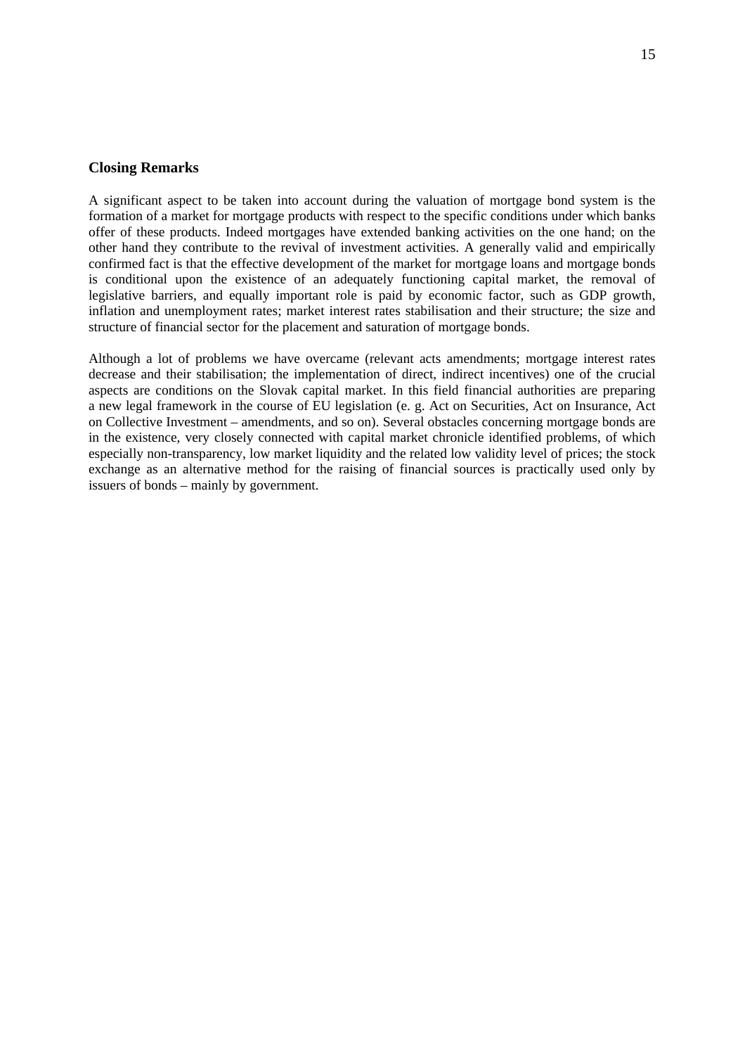## Closing Remarks

A significant aspect to be taken into account during the valuation of mortgage bond system is the formation of a market for mortgage products with respect to the specific conditions under which banks offer of these products. Indeed mortgages have extended banking activities on the one hand; on the other hand they contribute to the revival of investment activities. A generally valid and empirically confirmed fact is that the effective development of the market for mortgage loans and mortgage bonds is conditional upon the existence of an adequately functioning capital market, the removal of legislative barriers, and equally important role is paid by economic factor, such as GDP growth, inflation and unemployment rates; market interest rates stabilisation and their structure; the size and structure of financial sector for the placement and saturation of mortgage bonds.

Although a lot of problems we have overcame (relevant acts amendments; mortgage interest rates decrease and their stabilisation; the implementation of direct, indirect incentives) one of the crucial aspects are conditions on the Slovak capital market. In this field financial authorities are preparing a new legal framework in the course of EU legislation (e. g. Act on Securities, Act on Insurance, Act on Collective Investment – amendments, and so on). Several obstacles concerning mortgage bonds are in the existence, very closely connected with capital market chronicle identified problems, of which especially non-transparency, low market liquidity and the related low validity level of prices; the stock exchange as an alternative method for the raising of financial sources is practically used only by issuers of bonds – mainly by government.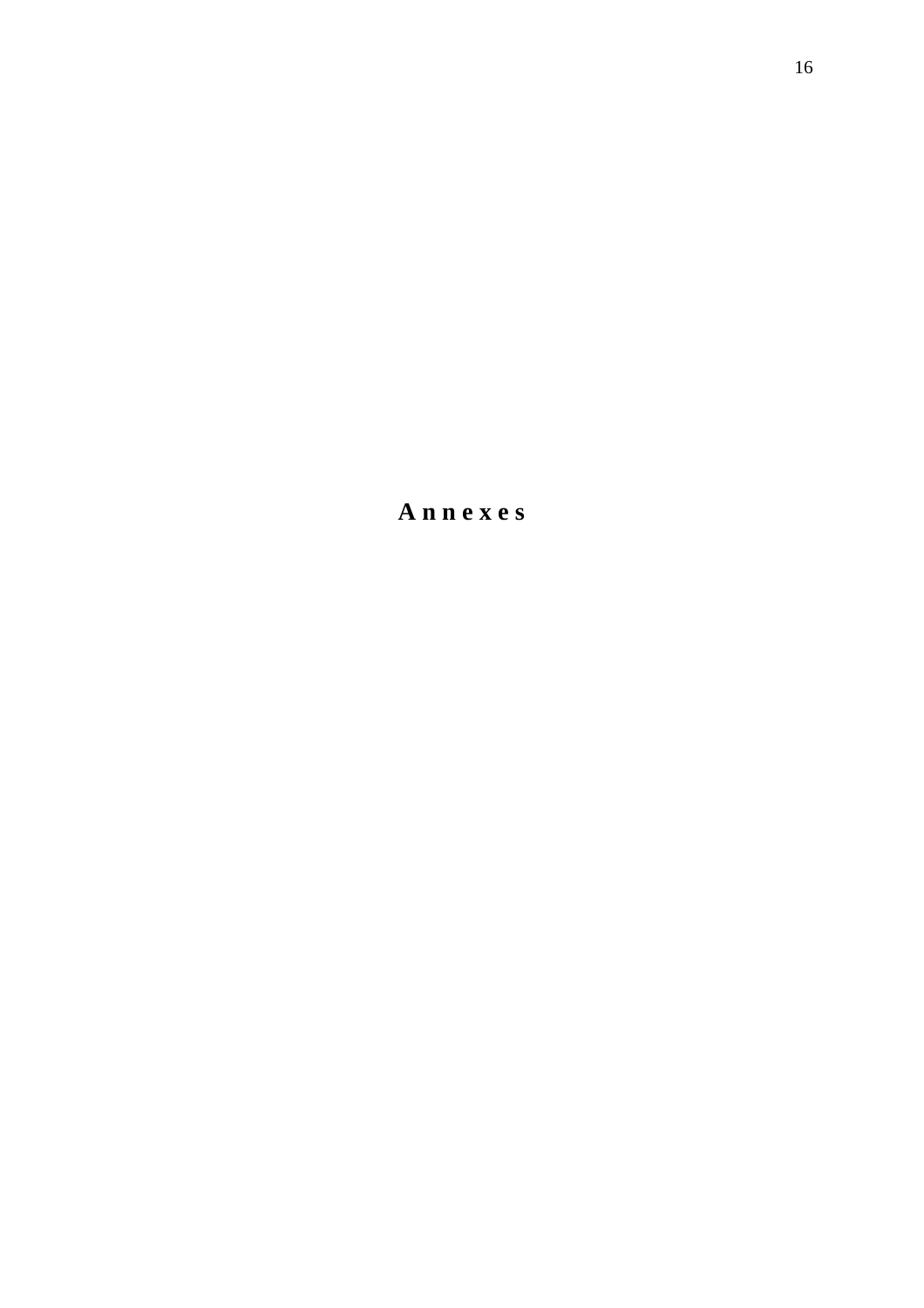# **Annexes**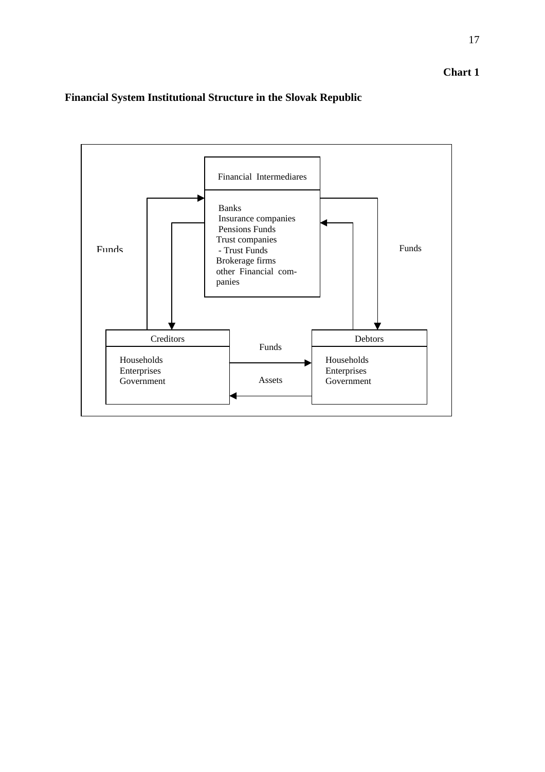**Chart 1**

**Financial System Institutional Structure in the Slovak Republic**

Financial Intermediares

Banks
Insurance companies
Pensions Funds
Trust companies
- Trust Funds
Brokerage firms
other Financial companies

Funds

Funds

Creditors

Households
Enterprises
Government

Funds

Assets

Debtors

Households
Enterprises
Government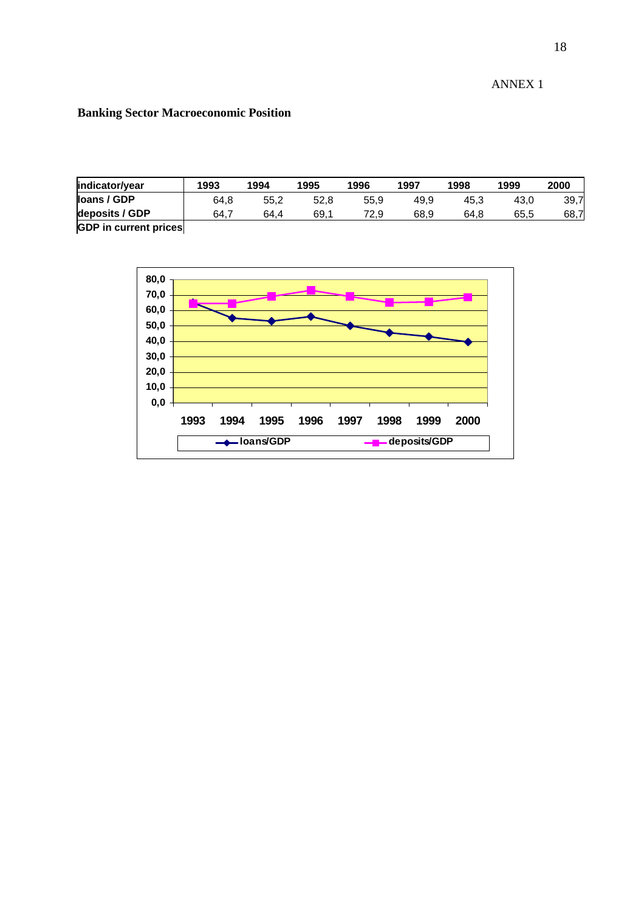ANNEX 1

## Banking Sector Macroeconomic Position

| indicator/year | 1993 | 1994 | 1995 | 1996 | 1997 | 1998 | 1999 | 2000 |
|---|---|---|---|---|---|---|---|---|
| loans / GDP | 64,8 | 55,2 | 52,8 | 55,9 | 49,9 | 45,3 | 43,0 | 39,7 |
| deposits / GDP | 64,7 | 64,4 | 69,1 | 72,9 | 68,9 | 64,8 | 65,5 | 68,7 |
| GDP in current prices | | | | | | | | |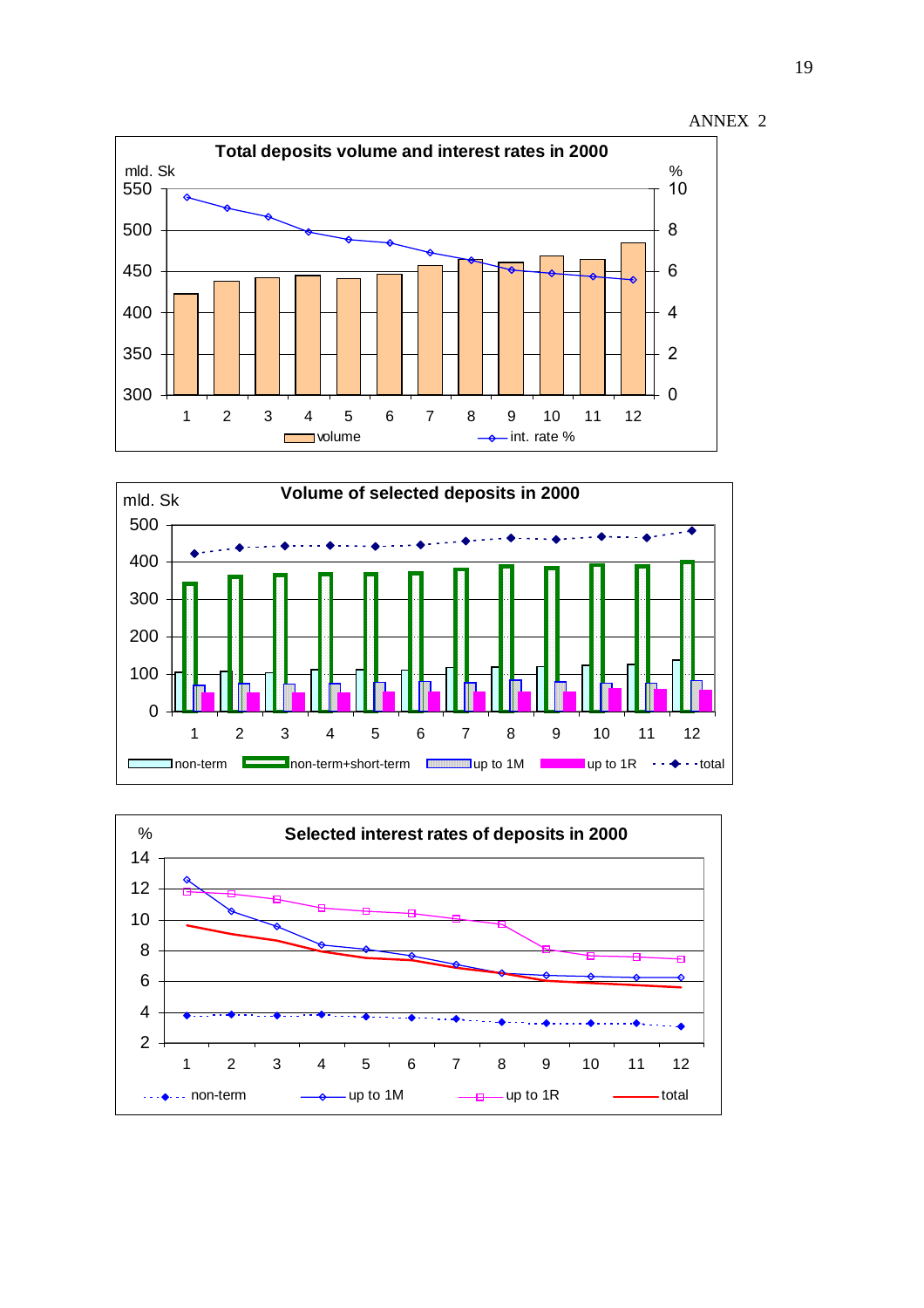ANNEX 2

**Total deposits volume and interest rates in 2000**

mld. Sk | %

550 / 10, 500 / 8, 450 / 6, 400 / 4, 350 / 2, 300 / 0

1 2 3 4 5 6 7 8 9 10 11 12

volume — int. rate %

**Volume of selected deposits in 2000**

mld. Sk

500, 400, 300, 200, 100, 0

1 2 3 4 5 6 7 8 9 10 11 12

non-term — non-term+short-term — up to 1M — up to 1R — total

**Selected interest rates of deposits in 2000**

%

14, 12, 10, 8, 6, 4, 2

1 2 3 4 5 6 7 8 9 10 11 12

non-term — up to 1M — up to 1R — total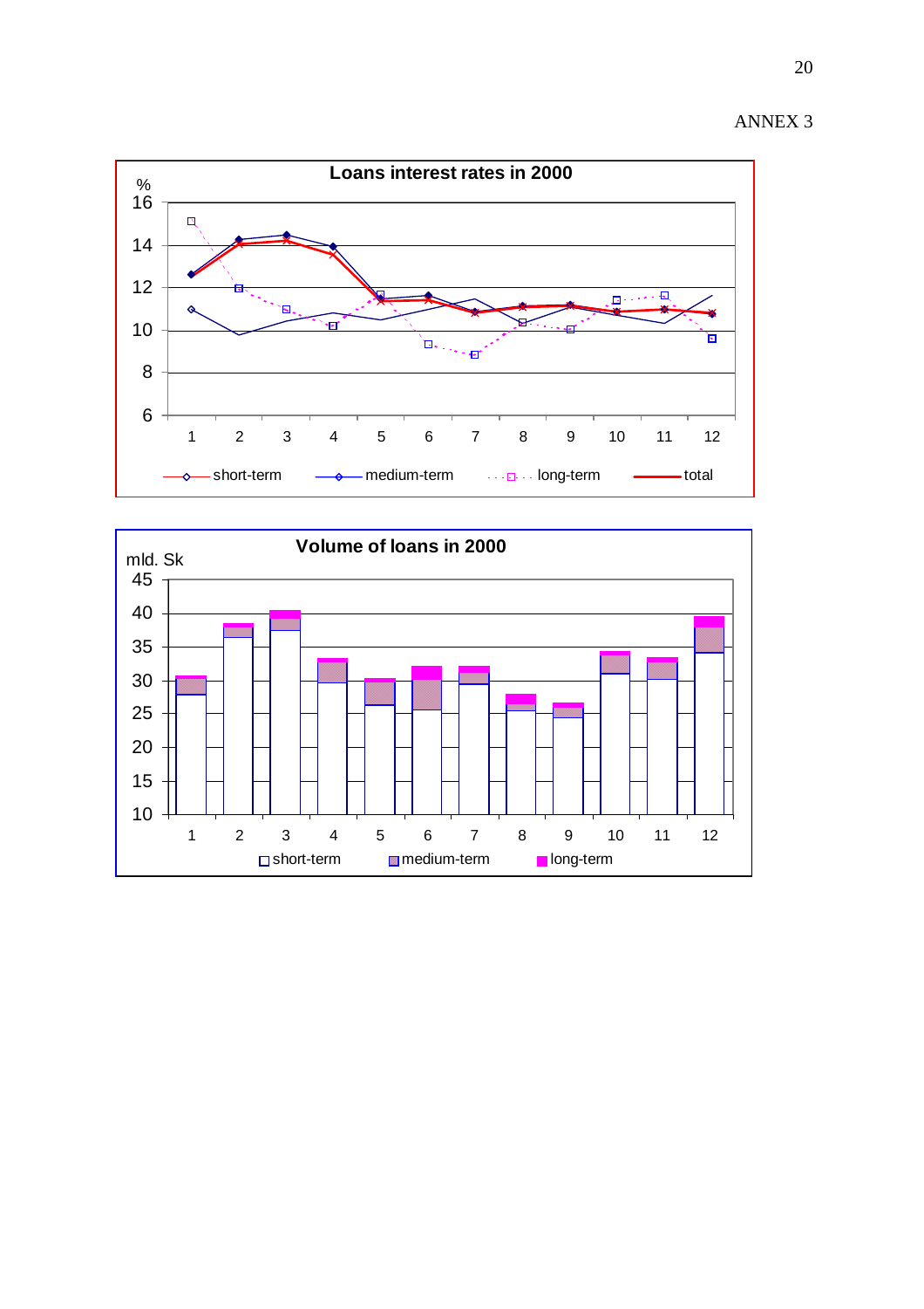ANNEX 3

**Loans interest rates in 2000**

%

16
14
12
10
8
6

1 2 3 4 5 6 7 8 9 10 11 12

short-term   medium-term   long-term   total

**Volume of loans in 2000**

mld. Sk

45
40
35
30
25
20
15
10

1 2 3 4 5 6 7 8 9 10 11 12

short-term   medium-term   long-term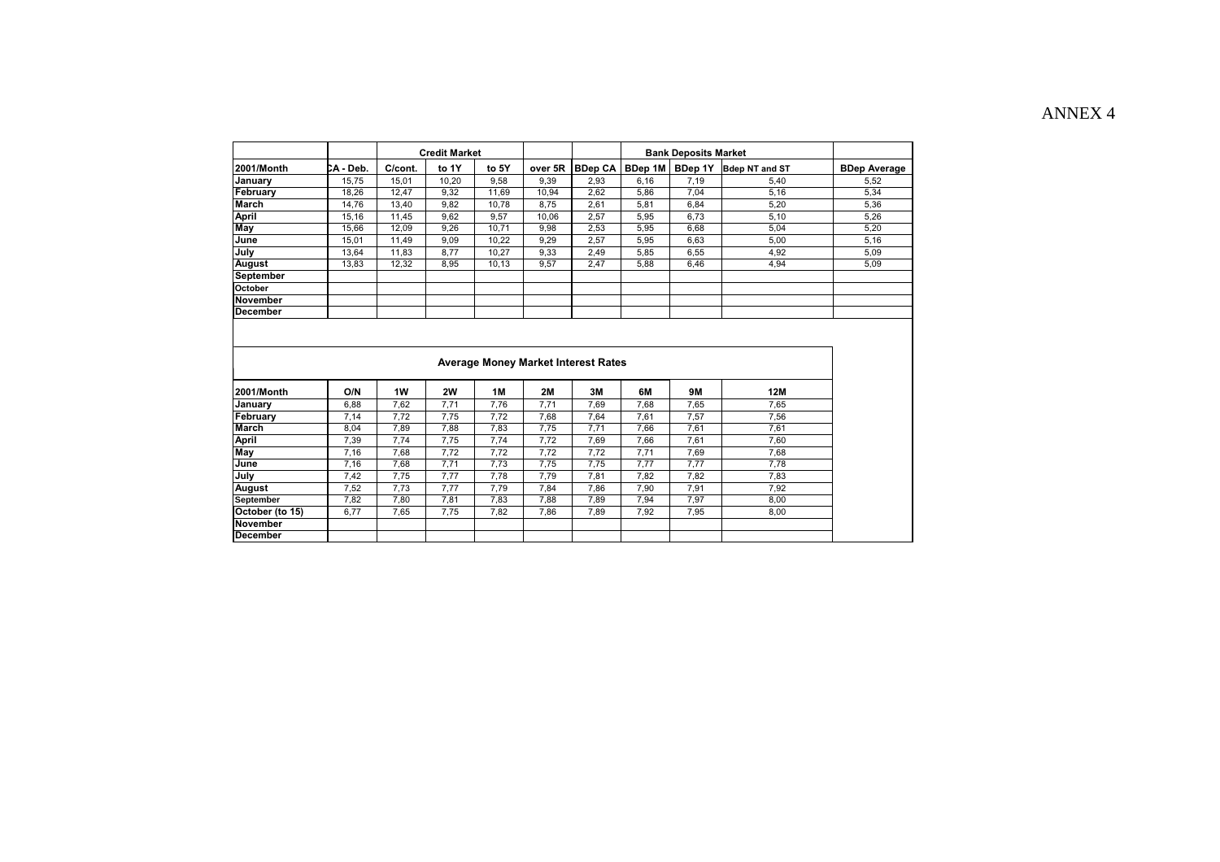ANNEX 4

| | | Credit Market | | | | | Bank Deposits Market | | | |
|---|---|---|---|---|---|---|---|---|---|---|
| 2001/Month | CA - Deb. | C/cont. | to 1Y | to 5Y | over 5R | BDep CA | BDep 1M | BDep 1Y | Bdep NT and ST | BDep Average |
| January | 15,75 | 15,01 | 10,20 | 9,58 | 9,39 | 2,93 | 6,16 | 7,19 | 5,40 | 5,52 |
| February | 18,26 | 12,47 | 9,32 | 11,69 | 10,94 | 2,62 | 5,86 | 7,04 | 5,16 | 5,34 |
| March | 14,76 | 13,40 | 9,82 | 10,78 | 8,75 | 2,61 | 5,81 | 6,84 | 5,20 | 5,36 |
| April | 15,16 | 11,45 | 9,62 | 9,57 | 10,06 | 2,57 | 5,95 | 6,73 | 5,10 | 5,26 |
| May | 15,66 | 12,09 | 9,26 | 10,71 | 9,98 | 2,53 | 5,95 | 6,68 | 5,04 | 5,20 |
| June | 15,01 | 11,49 | 9,09 | 10,22 | 9,29 | 2,57 | 5,95 | 6,63 | 5,00 | 5,16 |
| July | 13,64 | 11,83 | 8,77 | 10,27 | 9,33 | 2,49 | 5,85 | 6,55 | 4,92 | 5,09 |
| August | 13,83 | 12,32 | 8,95 | 10,13 | 9,57 | 2,47 | 5,88 | 6,46 | 4,94 | 5,09 |
| September | | | | | | | | | | |
| October | | | | | | | | | | |
| November | | | | | | | | | | |
| December | | | | | | | | | | |

**Average Money Market Interest Rates**

| 2001/Month | O/N | 1W | 2W | 1M | 2M | 3M | 6M | 9M | 12M |
|---|---|---|---|---|---|---|---|---|---|
| January | 6,88 | 7,62 | 7,71 | 7,76 | 7,71 | 7,69 | 7,68 | 7,65 | 7,65 |
| February | 7,14 | 7,72 | 7,75 | 7,72 | 7,68 | 7,64 | 7,61 | 7,57 | 7,56 |
| March | 8,04 | 7,89 | 7,88 | 7,83 | 7,75 | 7,71 | 7,66 | 7,61 | 7,61 |
| April | 7,39 | 7,74 | 7,75 | 7,74 | 7,72 | 7,69 | 7,66 | 7,61 | 7,60 |
| May | 7,16 | 7,68 | 7,72 | 7,72 | 7,72 | 7,72 | 7,71 | 7,69 | 7,68 |
| June | 7,16 | 7,68 | 7,71 | 7,73 | 7,75 | 7,75 | 7,77 | 7,77 | 7,78 |
| July | 7,42 | 7,75 | 7,77 | 7,78 | 7,79 | 7,81 | 7,82 | 7,82 | 7,83 |
| August | 7,52 | 7,73 | 7,77 | 7,79 | 7,84 | 7,86 | 7,90 | 7,91 | 7,92 |
| September | 7,82 | 7,80 | 7,81 | 7,83 | 7,88 | 7,89 | 7,94 | 7,97 | 8,00 |
| October (to 15) | 6,77 | 7,65 | 7,75 | 7,82 | 7,86 | 7,89 | 7,92 | 7,95 | 8,00 |
| November | | | | | | | | | |
| December | | | | | | | | | |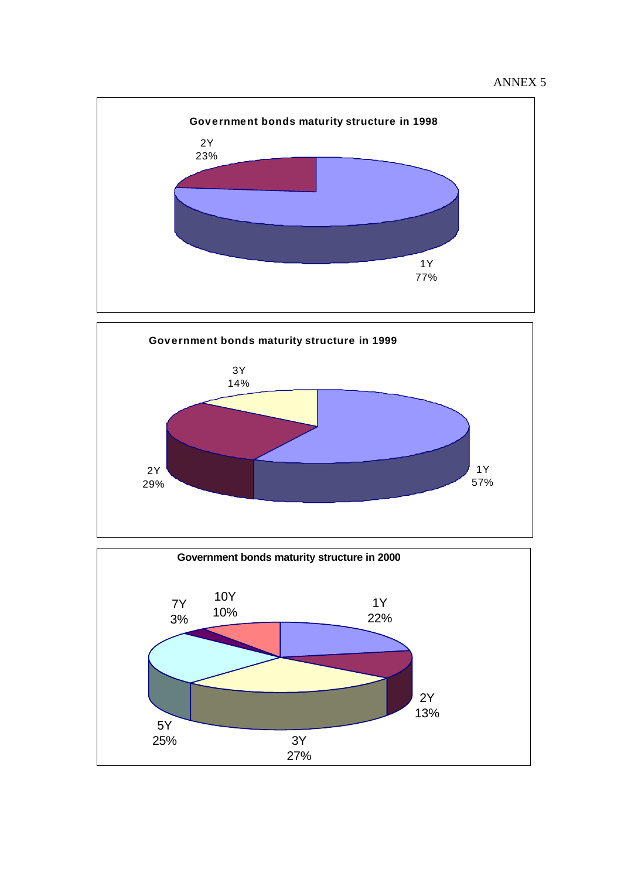ANNEX 5

**Government bonds maturity structure in 1998**

| Maturity | Share |
| --- | --- |
| 1Y | 77% |
| 2Y | 23% |

**Government bonds maturity structure in 1999**

| Maturity | Share |
| --- | --- |
| 1Y | 57% |
| 2Y | 29% |
| 3Y | 14% |

**Government bonds maturity structure in 2000**

| Maturity | Share |
| --- | --- |
| 1Y | 22% |
| 2Y | 13% |
| 3Y | 27% |
| 5Y | 25% |
| 7Y | 3% |
| 10Y | 10% |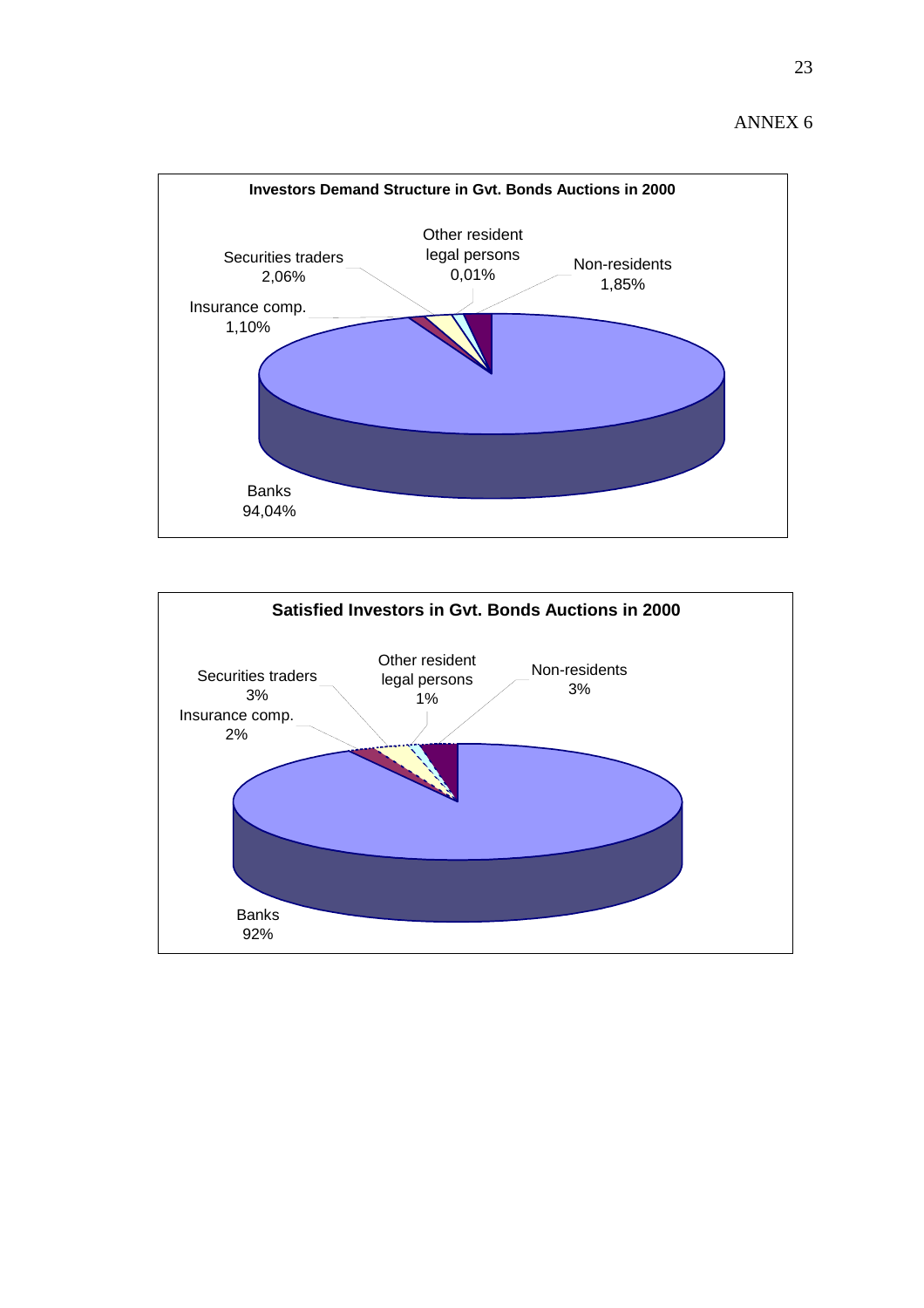ANNEX 6

**Investors Demand Structure in Gvt. Bonds Auctions in 2000**

Securities traders 2,06%

Other resident legal persons 0,01%

Non-residents 1,85%

Insurance comp. 1,10%

Banks 94,04%

**Satisfied Investors in Gvt. Bonds Auctions in 2000**

Securities traders 3%

Other resident legal persons 1%

Non-residents 3%

Insurance comp. 2%

Banks 92%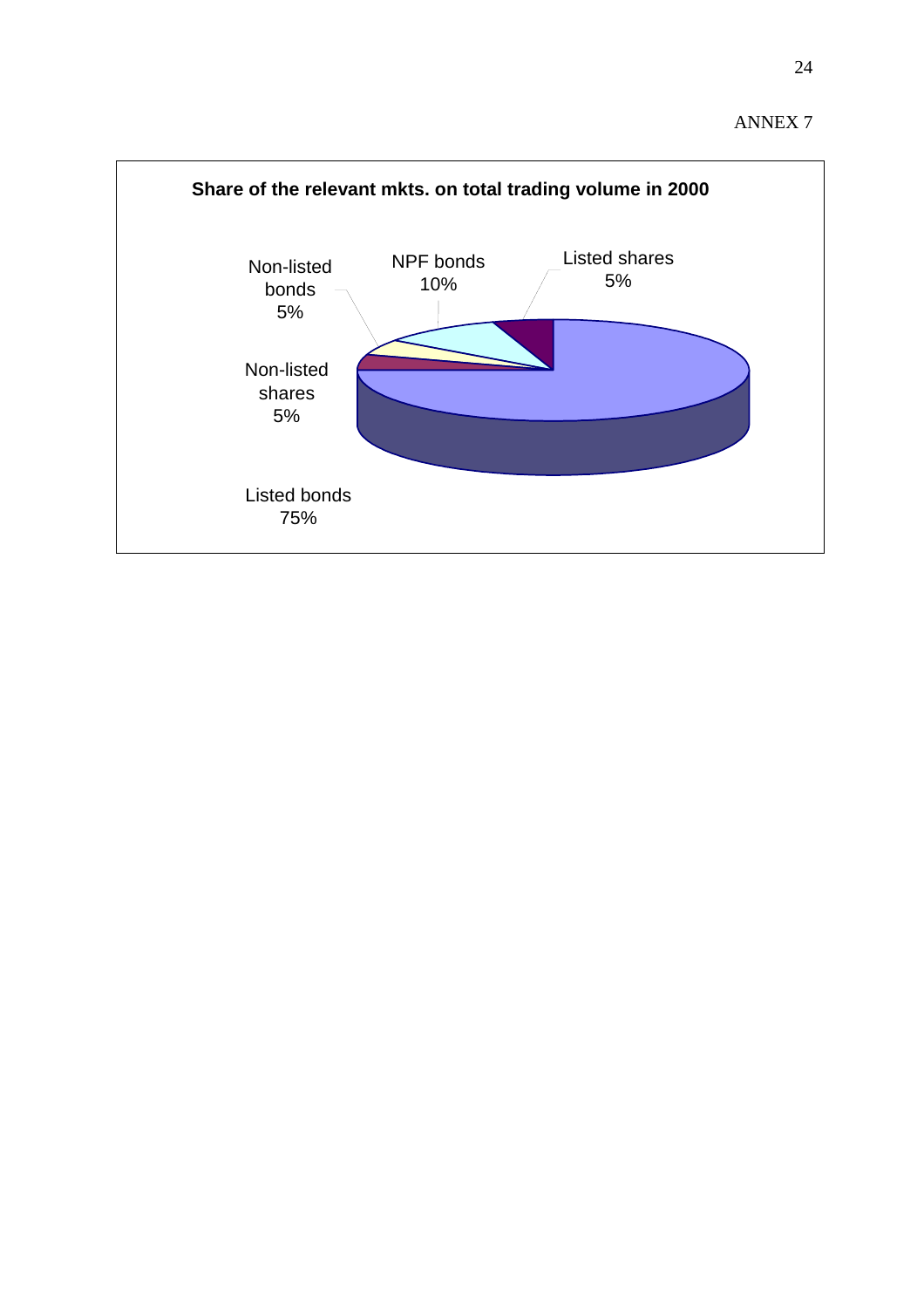ANNEX 7

**Share of the relevant mkts. on total trading volume in 2000**

| Market | Share |
|---|---|
| Listed bonds | 75% |
| NPF bonds | 10% |
| Listed shares | 5% |
| Non-listed bonds | 5% |
| Non-listed shares | 5% |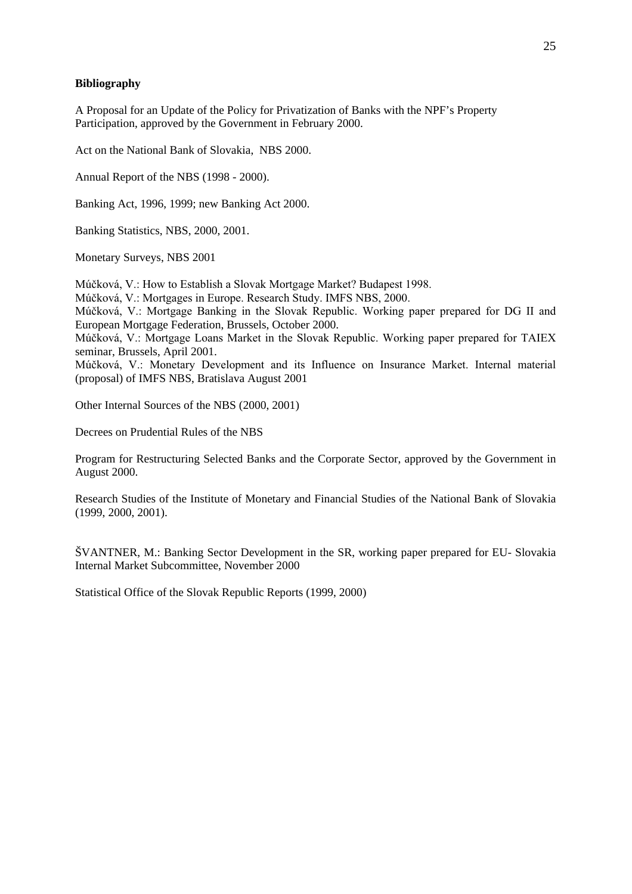**Bibliography**

A Proposal for an Update of the Policy for Privatization of Banks with the NPF's Property Participation, approved by the Government in February 2000.

Act on the National Bank of Slovakia, NBS 2000.

Annual Report of the NBS (1998 - 2000).

Banking Act, 1996, 1999; new Banking Act 2000.

Banking Statistics, NBS, 2000, 2001.

Monetary Surveys, NBS 2001

Múčková, V.: How to Establish a Slovak Mortgage Market? Budapest 1998.
Múčková, V.: Mortgages in Europe. Research Study. IMFS NBS, 2000.
Múčková, V.: Mortgage Banking in the Slovak Republic. Working paper prepared for DG II and European Mortgage Federation, Brussels, October 2000.
Múčková, V.: Mortgage Loans Market in the Slovak Republic. Working paper prepared for TAIEX seminar, Brussels, April 2001.
Múčková, V.: Monetary Development and its Influence on Insurance Market. Internal material (proposal) of IMFS NBS, Bratislava August 2001

Other Internal Sources of the NBS (2000, 2001)

Decrees on Prudential Rules of the NBS

Program for Restructuring Selected Banks and the Corporate Sector, approved by the Government in August 2000.

Research Studies of the Institute of Monetary and Financial Studies of the National Bank of Slovakia (1999, 2000, 2001).

ŠVANTNER, M.: Banking Sector Development in the SR, working paper prepared for EU- Slovakia Internal Market Subcommittee, November 2000

Statistical Office of the Slovak Republic Reports (1999, 2000)